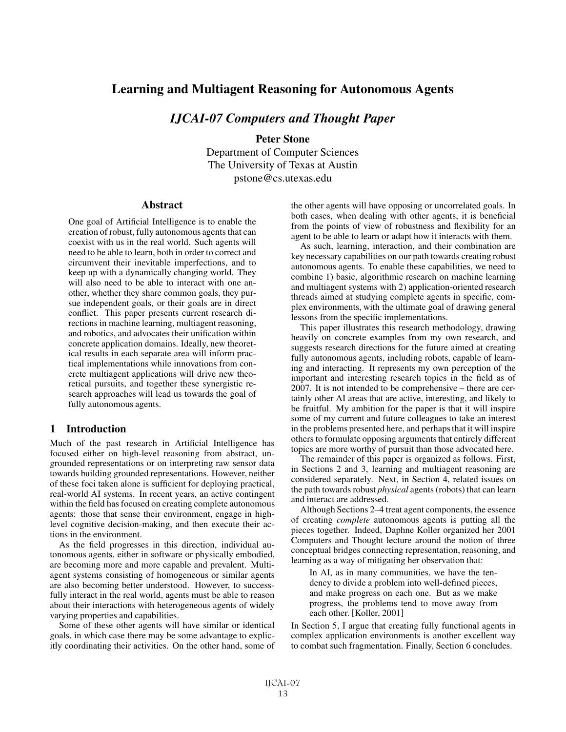# Learning and Multiagent Reasoning for Autonomous Agents

## *IJCAI-07 Computers and Thought Paper*

**Peter Stone**
Department of Computer Sciences
The University of Texas at Austin
pstone@cs.utexas.edu

### Abstract

One goal of Artificial Intelligence is to enable the creation of robust, fully autonomous agents that can coexist with us in the real world. Such agents will need to be able to learn, both in order to correct and circumvent their inevitable imperfections, and to keep up with a dynamically changing world. They will also need to be able to interact with one another, whether they share common goals, they pursue independent goals, or their goals are in direct conflict. This paper presents current research directions in machine learning, multiagent reasoning, and robotics, and advocates their unification within concrete application domains. Ideally, new theoretical results in each separate area will inform practical implementations while innovations from concrete multiagent applications will drive new theoretical pursuits, and together these synergistic research approaches will lead us towards the goal of fully autonomous agents.

## 1 Introduction

Much of the past research in Artificial Intelligence has focused either on high-level reasoning from abstract, ungrounded representations or on interpreting raw sensor data towards building grounded representations. However, neither of these foci taken alone is sufficient for deploying practical, real-world AI systems. In recent years, an active contingent within the field has focused on creating complete autonomous agents: those that sense their environment, engage in high-level cognitive decision-making, and then execute their actions in the environment.

As the field progresses in this direction, individual autonomous agents, either in software or physically embodied, are becoming more and more capable and prevalent. Multiagent systems consisting of homogeneous or similar agents are also becoming better understood. However, to successfully interact in the real world, agents must be able to reason about their interactions with heterogeneous agents of widely varying properties and capabilities.

Some of these other agents will have similar or identical goals, in which case there may be some advantage to explicitly coordinating their activities. On the other hand, some of the other agents will have opposing or uncorrelated goals. In both cases, when dealing with other agents, it is beneficial from the points of view of robustness and flexibility for an agent to be able to learn or adapt how it interacts with them.

As such, learning, interaction, and their combination are key necessary capabilities on our path towards creating robust autonomous agents. To enable these capabilities, we need to combine 1) basic, algorithmic research on machine learning and multiagent systems with 2) application-oriented research threads aimed at studying complete agents in specific, complex environments, with the ultimate goal of drawing general lessons from the specific implementations.

This paper illustrates this research methodology, drawing heavily on concrete examples from my own research, and suggests research directions for the future aimed at creating fully autonomous agents, including robots, capable of learning and interacting. It represents my own perception of the important and interesting research topics in the field as of 2007. It is not intended to be comprehensive – there are certainly other AI areas that are active, interesting, and likely to be fruitful. My ambition for the paper is that it will inspire some of my current and future colleagues to take an interest in the problems presented here, and perhaps that it will inspire others to formulate opposing arguments that entirely different topics are more worthy of pursuit than those advocated here.

The remainder of this paper is organized as follows. First, in Sections 2 and 3, learning and multiagent reasoning are considered separately. Next, in Section 4, related issues on the path towards robust *physical* agents (robots) that can learn and interact are addressed.

Although Sections 2–4 treat agent components, the essence of creating *complete* autonomous agents is putting all the pieces together. Indeed, Daphne Koller organized her 2001 Computers and Thought lecture around the notion of three conceptual bridges connecting representation, reasoning, and learning as a way of mitigating her observation that:

> In AI, as in many communities, we have the tendency to divide a problem into well-defined pieces, and make progress on each one. But as we make progress, the problems tend to move away from each other. [Koller, 2001]

In Section 5, I argue that creating fully functional agents in complex application environments is another excellent way to combat such fragmentation. Finally, Section 6 concludes.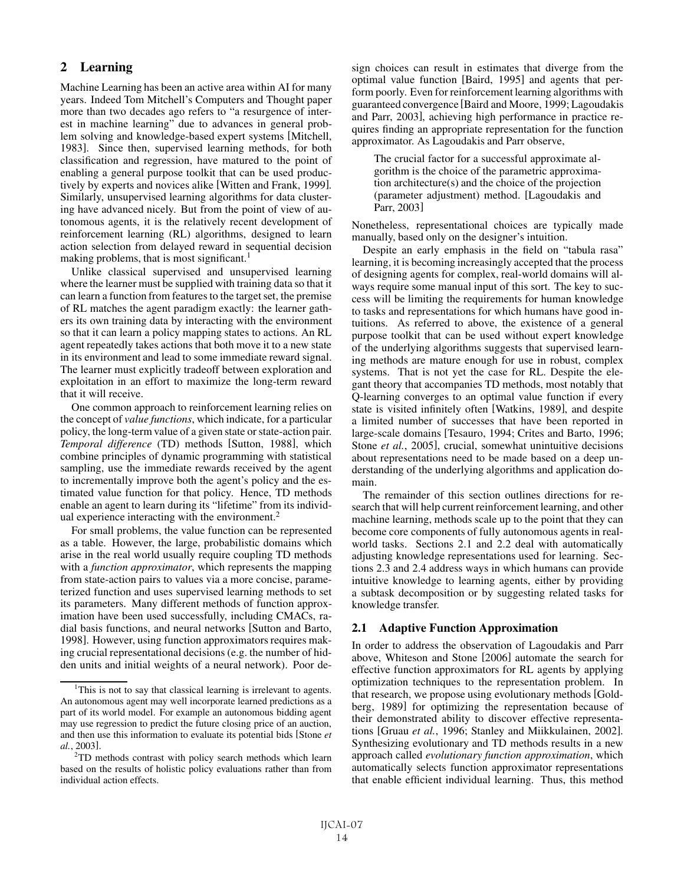## 2 Learning

Machine Learning has been an active area within AI for many years. Indeed Tom Mitchell's Computers and Thought paper more than two decades ago refers to "a resurgence of interest in machine learning" due to advances in general problem solving and knowledge-based expert systems [Mitchell, 1983]. Since then, supervised learning methods, for both classification and regression, have matured to the point of enabling a general purpose toolkit that can be used productively by experts and novices alike [Witten and Frank, 1999]. Similarly, unsupervised learning algorithms for data clustering have advanced nicely. But from the point of view of autonomous agents, it is the relatively recent development of reinforcement learning (RL) algorithms, designed to learn action selection from delayed reward in sequential decision making problems, that is most significant.[1]

Unlike classical supervised and unsupervised learning where the learner must be supplied with training data so that it can learn a function from features to the target set, the premise of RL matches the agent paradigm exactly: the learner gathers its own training data by interacting with the environment so that it can learn a policy mapping states to actions. An RL agent repeatedly takes actions that both move it to a new state in its environment and lead to some immediate reward signal. The learner must explicitly tradeoff between exploration and exploitation in an effort to maximize the long-term reward that it will receive.

One common approach to reinforcement learning relies on the concept of *value functions*, which indicate, for a particular policy, the long-term value of a given state or state-action pair. *Temporal difference* (TD) methods [Sutton, 1988], which combine principles of dynamic programming with statistical sampling, use the immediate rewards received by the agent to incrementally improve both the agent's policy and the estimated value function for that policy. Hence, TD methods enable an agent to learn during its "lifetime" from its individual experience interacting with the environment.[2]

For small problems, the value function can be represented as a table. However, the large, probabilistic domains which arise in the real world usually require coupling TD methods with a *function approximator*, which represents the mapping from state-action pairs to values via a more concise, parameterized function and uses supervised learning methods to set its parameters. Many different methods of function approximation have been used successfully, including CMACs, radial basis functions, and neural networks [Sutton and Barto, 1998]. However, using function approximators requires making crucial representational decisions (e.g. the number of hidden units and initial weights of a neural network). Poor design choices can result in estimates that diverge from the optimal value function [Baird, 1995] and agents that perform poorly. Even for reinforcement learning algorithms with guaranteed convergence [Baird and Moore, 1999; Lagoudakis and Parr, 2003], achieving high performance in practice requires finding an appropriate representation for the function approximator. As Lagoudakis and Parr observe,

> The crucial factor for a successful approximate algorithm is the choice of the parametric approximation architecture(s) and the choice of the projection (parameter adjustment) method. [Lagoudakis and Parr, 2003]

Nonetheless, representational choices are typically made manually, based only on the designer's intuition.

Despite an early emphasis in the field on "tabula rasa" learning, it is becoming increasingly accepted that the process of designing agents for complex, real-world domains will always require some manual input of this sort. The key to success will be limiting the requirements for human knowledge to tasks and representations for which humans have good intuitions. As referred to above, the existence of a general purpose toolkit that can be used without expert knowledge of the underlying algorithms suggests that supervised learning methods are mature enough for use in robust, complex systems. That is not yet the case for RL. Despite the elegant theory that accompanies TD methods, most notably that Q-learning converges to an optimal value function if every state is visited infinitely often [Watkins, 1989], and despite a limited number of successes that have been reported in large-scale domains [Tesauro, 1994; Crites and Barto, 1996; Stone *et al.*, 2005], crucial, somewhat unintuitive decisions about representations need to be made based on a deep understanding of the underlying algorithms and application domain.

The remainder of this section outlines directions for research that will help current reinforcement learning, and other machine learning, methods scale up to the point that they can become core components of fully autonomous agents in real-world tasks. Sections 2.1 and 2.2 deal with automatically adjusting knowledge representations used for learning. Sections 2.3 and 2.4 address ways in which humans can provide intuitive knowledge to learning agents, either by providing a subtask decomposition or by suggesting related tasks for knowledge transfer.

### 2.1 Adaptive Function Approximation

In order to address the observation of Lagoudakis and Parr above, Whiteson and Stone [2006] automate the search for effective function approximators for RL agents by applying optimization techniques to the representation problem. In that research, we propose using evolutionary methods [Goldberg, 1989] for optimizing the representation because of their demonstrated ability to discover effective representations [Gruau *et al.*, 1996; Stanley and Miikkulainen, 2002]. Synthesizing evolutionary and TD methods results in a new approach called *evolutionary function approximation*, which automatically selects function approximator representations that enable efficient individual learning. Thus, this method

[1] This is not to say that classical learning is irrelevant to agents. An autonomous agent may well incorporate learned predictions as a part of its world model. For example an autonomous bidding agent may use regression to predict the future closing price of an auction, and then use this information to evaluate its potential bids [Stone *et al.*, 2003].

[2] TD methods contrast with policy search methods which learn based on the results of holistic policy evaluations rather than from individual action effects.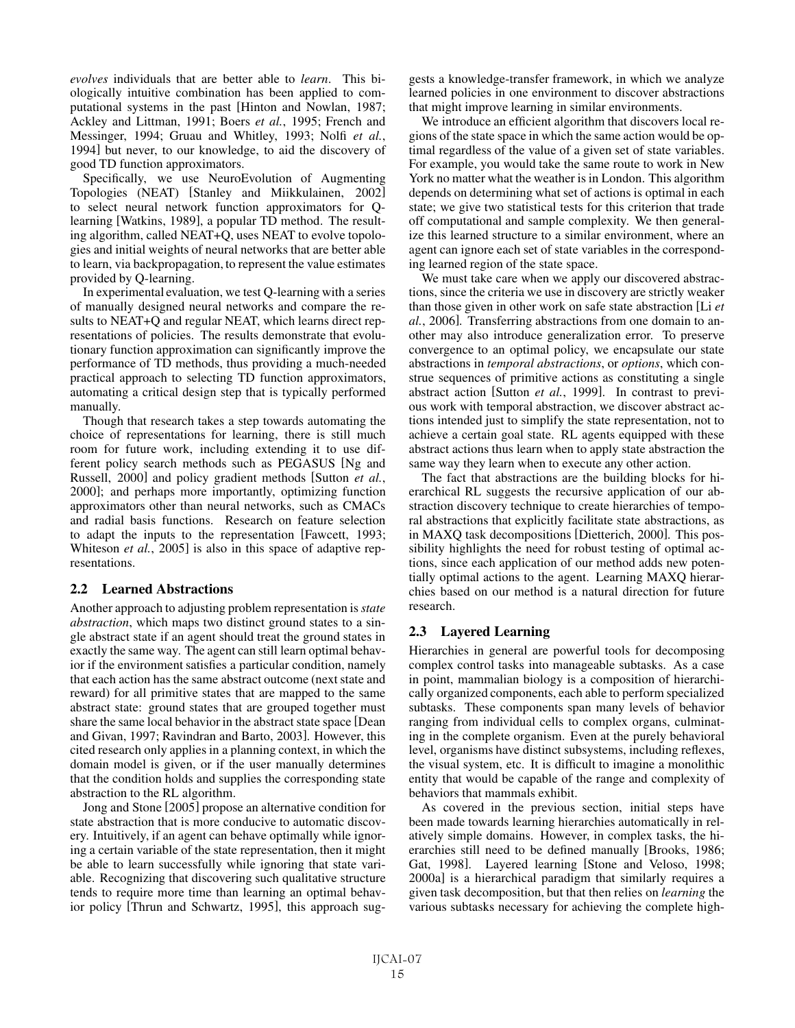*evolves* individuals that are better able to *learn*. This biologically intuitive combination has been applied to computational systems in the past [Hinton and Nowlan, 1987; Ackley and Littman, 1991; Boers *et al.*, 1995; French and Messinger, 1994; Gruau and Whitley, 1993; Nolfi *et al.*, 1994] but never, to our knowledge, to aid the discovery of good TD function approximators.

Specifically, we use NeuroEvolution of Augmenting Topologies (NEAT) [Stanley and Miikkulainen, 2002] to select neural network function approximators for Q-learning [Watkins, 1989], a popular TD method. The resulting algorithm, called NEAT+Q, uses NEAT to evolve topologies and initial weights of neural networks that are better able to learn, via backpropagation, to represent the value estimates provided by Q-learning.

In experimental evaluation, we test Q-learning with a series of manually designed neural networks and compare the results to NEAT+Q and regular NEAT, which learns direct representations of policies. The results demonstrate that evolutionary function approximation can significantly improve the performance of TD methods, thus providing a much-needed practical approach to selecting TD function approximators, automating a critical design step that is typically performed manually.

Though that research takes a step towards automating the choice of representations for learning, there is still much room for future work, including extending it to use different policy search methods such as PEGASUS [Ng and Russell, 2000] and policy gradient methods [Sutton *et al.*, 2000]; and perhaps more importantly, optimizing function approximators other than neural networks, such as CMACs and radial basis functions. Research on feature selection to adapt the inputs to the representation [Fawcett, 1993; Whiteson *et al.*, 2005] is also in this space of adaptive representations.

## 2.2 Learned Abstractions

Another approach to adjusting problem representation is *state abstraction*, which maps two distinct ground states to a single abstract state if an agent should treat the ground states in exactly the same way. The agent can still learn optimal behavior if the environment satisfies a particular condition, namely that each action has the same abstract outcome (next state and reward) for all primitive states that are mapped to the same abstract state: ground states that are grouped together must share the same local behavior in the abstract state space [Dean and Givan, 1997; Ravindran and Barto, 2003]. However, this cited research only applies in a planning context, in which the domain model is given, or if the user manually determines that the condition holds and supplies the corresponding state abstraction to the RL algorithm.

Jong and Stone [2005] propose an alternative condition for state abstraction that is more conducive to automatic discovery. Intuitively, if an agent can behave optimally while ignoring a certain variable of the state representation, then it might be able to learn successfully while ignoring that state variable. Recognizing that discovering such qualitative structure tends to require more time than learning an optimal behavior policy [Thrun and Schwartz, 1995], this approach suggests a knowledge-transfer framework, in which we analyze learned policies in one environment to discover abstractions that might improve learning in similar environments.

We introduce an efficient algorithm that discovers local regions of the state space in which the same action would be optimal regardless of the value of a given set of state variables. For example, you would take the same route to work in New York no matter what the weather is in London. This algorithm depends on determining what set of actions is optimal in each state; we give two statistical tests for this criterion that trade off computational and sample complexity. We then generalize this learned structure to a similar environment, where an agent can ignore each set of state variables in the corresponding learned region of the state space.

We must take care when we apply our discovered abstractions, since the criteria we use in discovery are strictly weaker than those given in other work on safe state abstraction [Li *et al.*, 2006]. Transferring abstractions from one domain to another may also introduce generalization error. To preserve convergence to an optimal policy, we encapsulate our state abstractions in *temporal abstractions*, or *options*, which construe sequences of primitive actions as constituting a single abstract action [Sutton *et al.*, 1999]. In contrast to previous work with temporal abstraction, we discover abstract actions intended just to simplify the state representation, not to achieve a certain goal state. RL agents equipped with these abstract actions thus learn when to apply state abstraction the same way they learn when to execute any other action.

The fact that abstractions are the building blocks for hierarchical RL suggests the recursive application of our abstraction discovery technique to create hierarchies of temporal abstractions that explicitly facilitate state abstractions, as in MAXQ task decompositions [Dietterich, 2000]. This possibility highlights the need for robust testing of optimal actions, since each application of our method adds new potentially optimal actions to the agent. Learning MAXQ hierarchies based on our method is a natural direction for future research.

## 2.3 Layered Learning

Hierarchies in general are powerful tools for decomposing complex control tasks into manageable subtasks. As a case in point, mammalian biology is a composition of hierarchically organized components, each able to perform specialized subtasks. These components span many levels of behavior ranging from individual cells to complex organs, culminating in the complete organism. Even at the purely behavioral level, organisms have distinct subsystems, including reflexes, the visual system, etc. It is difficult to imagine a monolithic entity that would be capable of the range and complexity of behaviors that mammals exhibit.

As covered in the previous section, initial steps have been made towards learning hierarchies automatically in relatively simple domains. However, in complex tasks, the hierarchies still need to be defined manually [Brooks, 1986; Gat, 1998]. Layered learning [Stone and Veloso, 1998; 2000a] is a hierarchical paradigm that similarly requires a given task decomposition, but that then relies on *learning* the various subtasks necessary for achieving the complete high-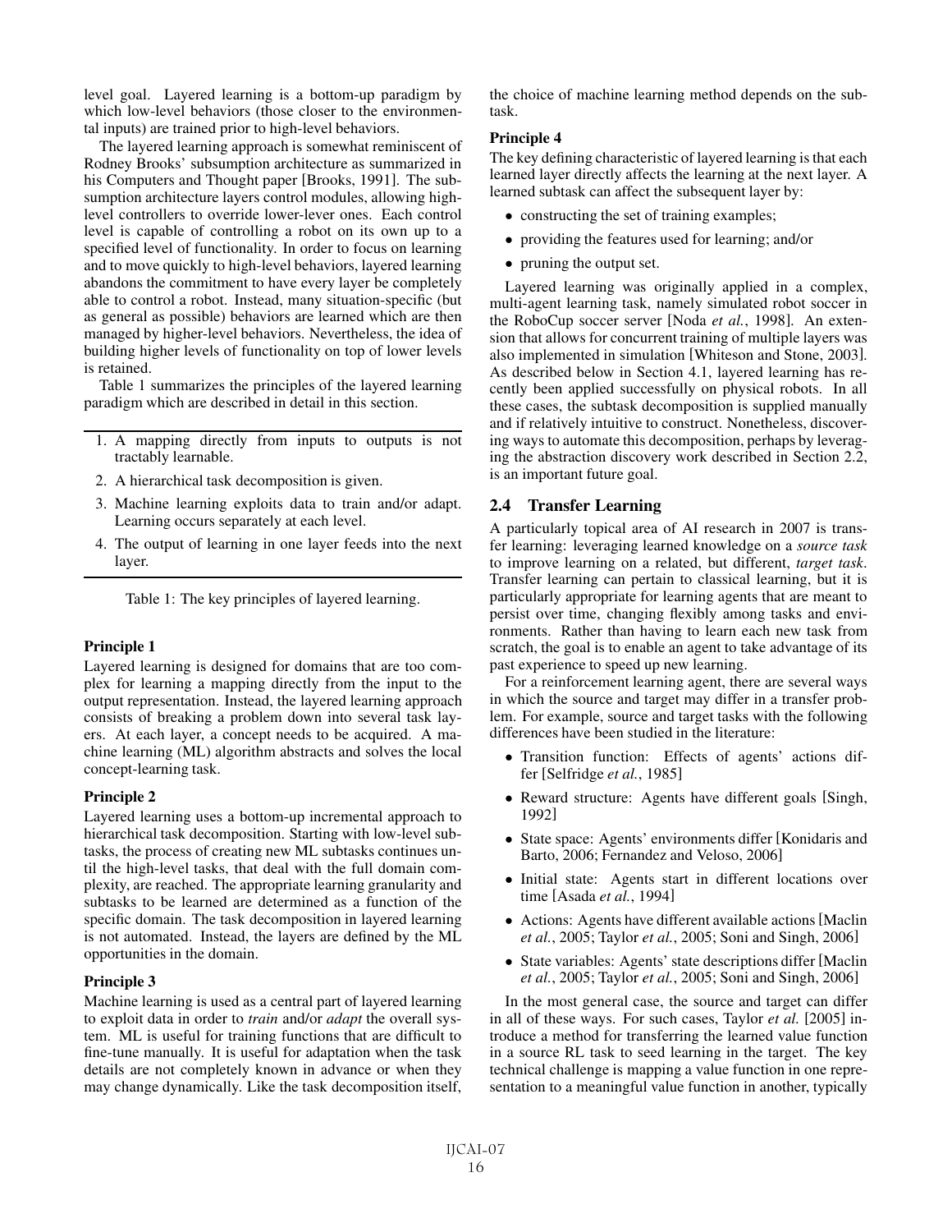level goal. Layered learning is a bottom-up paradigm by which low-level behaviors (those closer to the environmental inputs) are trained prior to high-level behaviors.

The layered learning approach is somewhat reminiscent of Rodney Brooks' subsumption architecture as summarized in his Computers and Thought paper [Brooks, 1991]. The subsumption architecture layers control modules, allowing high-level controllers to override lower-lever ones. Each control level is capable of controlling a robot on its own up to a specified level of functionality. In order to focus on learning and to move quickly to high-level behaviors, layered learning abandons the commitment to have every layer be completely able to control a robot. Instead, many situation-specific (but as general as possible) behaviors are learned which are then managed by higher-level behaviors. Nevertheless, the idea of building higher levels of functionality on top of lower levels is retained.

Table 1 summarizes the principles of the layered learning paradigm which are described in detail in this section.

1. A mapping directly from inputs to outputs is not tractably learnable.
2. A hierarchical task decomposition is given.
3. Machine learning exploits data to train and/or adapt. Learning occurs separately at each level.
4. The output of learning in one layer feeds into the next layer.

Table 1: The key principles of layered learning.

**Principle 1**

Layered learning is designed for domains that are too complex for learning a mapping directly from the input to the output representation. Instead, the layered learning approach consists of breaking a problem down into several task layers. At each layer, a concept needs to be acquired. A machine learning (ML) algorithm abstracts and solves the local concept-learning task.

**Principle 2**

Layered learning uses a bottom-up incremental approach to hierarchical task decomposition. Starting with low-level subtasks, the process of creating new ML subtasks continues until the high-level tasks, that deal with the full domain complexity, are reached. The appropriate learning granularity and subtasks to be learned are determined as a function of the specific domain. The task decomposition in layered learning is not automated. Instead, the layers are defined by the ML opportunities in the domain.

**Principle 3**

Machine learning is used as a central part of layered learning to exploit data in order to *train* and/or *adapt* the overall system. ML is useful for training functions that are difficult to fine-tune manually. It is useful for adaptation when the task details are not completely known in advance or when they may change dynamically. Like the task decomposition itself, the choice of machine learning method depends on the subtask.

**Principle 4**

The key defining characteristic of layered learning is that each learned layer directly affects the learning at the next layer. A learned subtask can affect the subsequent layer by:

- constructing the set of training examples;
- providing the features used for learning; and/or
- pruning the output set.

Layered learning was originally applied in a complex, multi-agent learning task, namely simulated robot soccer in the RoboCup soccer server [Noda *et al.*, 1998]. An extension that allows for concurrent training of multiple layers was also implemented in simulation [Whiteson and Stone, 2003]. As described below in Section 4.1, layered learning has recently been applied successfully on physical robots. In all these cases, the subtask decomposition is supplied manually and if relatively intuitive to construct. Nonetheless, discovering ways to automate this decomposition, perhaps by leveraging the abstraction discovery work described in Section 2.2, is an important future goal.

## 2.4 Transfer Learning

A particularly topical area of AI research in 2007 is transfer learning: leveraging learned knowledge on a *source task* to improve learning on a related, but different, *target task*. Transfer learning can pertain to classical learning, but it is particularly appropriate for learning agents that are meant to persist over time, changing flexibly among tasks and environments. Rather than having to learn each new task from scratch, the goal is to enable an agent to take advantage of its past experience to speed up new learning.

For a reinforcement learning agent, there are several ways in which the source and target may differ in a transfer problem. For example, source and target tasks with the following differences have been studied in the literature:

- Transition function: Effects of agents' actions differ [Selfridge *et al.*, 1985]
- Reward structure: Agents have different goals [Singh, 1992]
- State space: Agents' environments differ [Konidaris and Barto, 2006; Fernandez and Veloso, 2006]
- Initial state: Agents start in different locations over time [Asada *et al.*, 1994]
- Actions: Agents have different available actions [Maclin *et al.*, 2005; Taylor *et al.*, 2005; Soni and Singh, 2006]
- State variables: Agents' state descriptions differ [Maclin *et al.*, 2005; Taylor *et al.*, 2005; Soni and Singh, 2006]

In the most general case, the source and target can differ in all of these ways. For such cases, Taylor *et al.* [2005] introduce a method for transferring the learned value function in a source RL task to seed learning in the target. The key technical challenge is mapping a value function in one representation to a meaningful value function in another, typically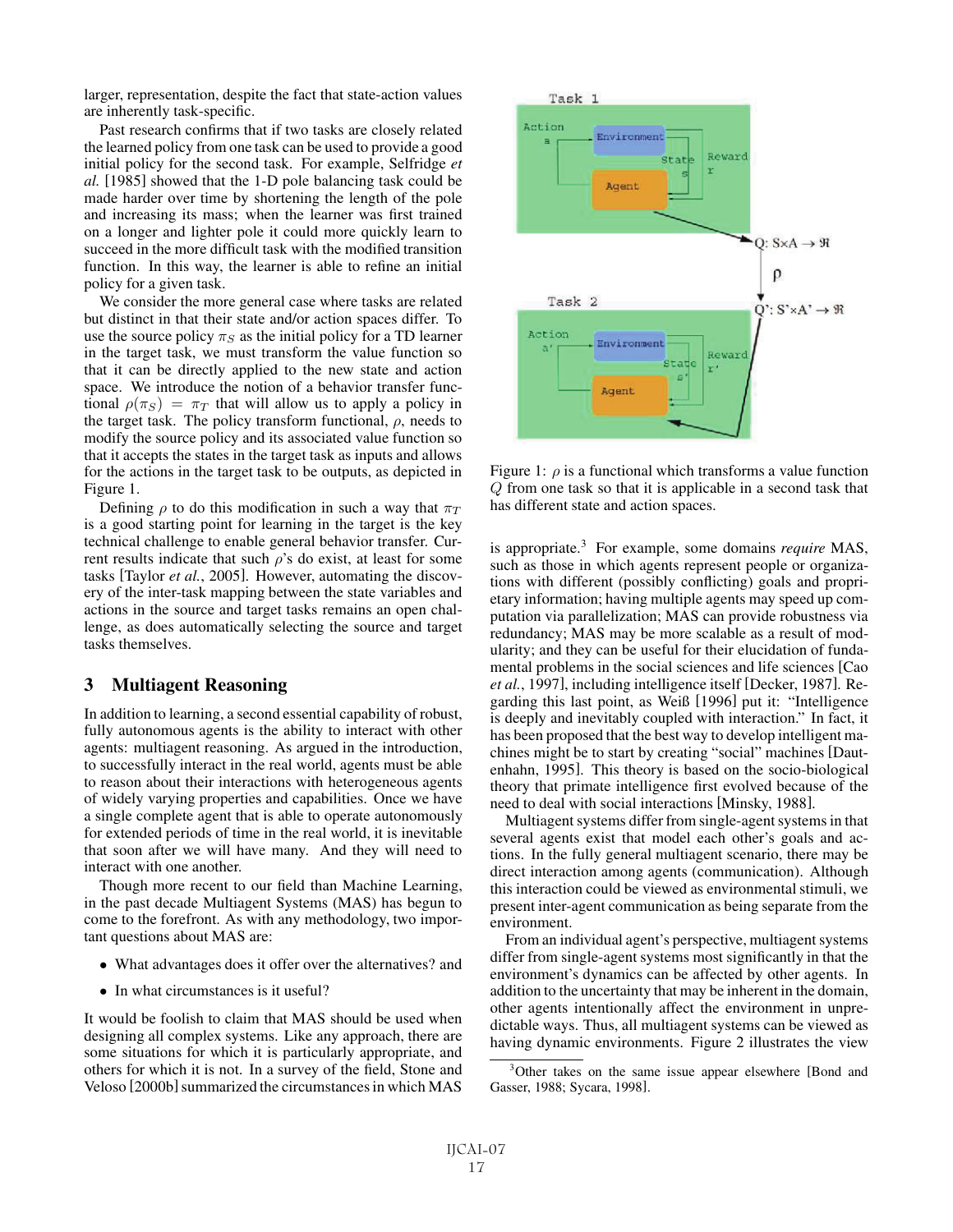larger, representation, despite the fact that state-action values are inherently task-specific.

Past research confirms that if two tasks are closely related the learned policy from one task can be used to provide a good initial policy for the second task. For example, Selfridge *et al.* [1985] showed that the 1-D pole balancing task could be made harder over time by shortening the length of the pole and increasing its mass; when the learner was first trained on a longer and lighter pole it could more quickly learn to succeed in the more difficult task with the modified transition function. In this way, the learner is able to refine an initial policy for a given task.

We consider the more general case where tasks are related but distinct in that their state and/or action spaces differ. To use the source policy $\pi_S$ as the initial policy for a TD learner in the target task, we must transform the value function so that it can be directly applied to the new state and action space. We introduce the notion of a behavior transfer functional $\rho(\pi_S) = \pi_T$ that will allow us to apply a policy in the target task. The policy transform functional, $\rho$, needs to modify the source policy and its associated value function so that it accepts the states in the target task as inputs and allows for the actions in the target task to be outputs, as depicted in Figure 1.

Defining $\rho$ to do this modification in such a way that $\pi_T$ is a good starting point for learning in the target is the key technical challenge to enable general behavior transfer. Current results indicate that such $\rho$'s do exist, at least for some tasks [Taylor *et al.*, 2005]. However, automating the discovery of the inter-task mapping between the state variables and actions in the source and target tasks remains an open challenge, as does automatically selecting the source and target tasks themselves.

Figure 1: $\rho$ is a functional which transforms a value function $Q$ from one task so that it is applicable in a second task that has different state and action spaces.

## 3 Multiagent Reasoning

In addition to learning, a second essential capability of robust, fully autonomous agents is the ability to interact with other agents: multiagent reasoning. As argued in the introduction, to successfully interact in the real world, agents must be able to reason about their interactions with heterogeneous agents of widely varying properties and capabilities. Once we have a single complete agent that is able to operate autonomously for extended periods of time in the real world, it is inevitable that soon after we will have many. And they will need to interact with one another.

Though more recent to our field than Machine Learning, in the past decade Multiagent Systems (MAS) has begun to come to the forefront. As with any methodology, two important questions about MAS are:

- What advantages does it offer over the alternatives? and
- In what circumstances is it useful?

It would be foolish to claim that MAS should be used when designing all complex systems. Like any approach, there are some situations for which it is particularly appropriate, and others for which it is not. In a survey of the field, Stone and Veloso [2000b] summarized the circumstances in which MAS is appropriate.[3] For example, some domains *require* MAS, such as those in which agents represent people or organizations with different (possibly conflicting) goals and proprietary information; having multiple agents may speed up computation via parallelization; MAS can provide robustness via redundancy; MAS may be more scalable as a result of modularity; and they can be useful for their elucidation of fundamental problems in the social sciences and life sciences [Cao *et al.*, 1997], including intelligence itself [Decker, 1987]. Regarding this last point, as Weiß [1996] put it: "Intelligence is deeply and inevitably coupled with interaction." In fact, it has been proposed that the best way to develop intelligent machines might be to start by creating "social" machines [Dautenhahn, 1995]. This theory is based on the socio-biological theory that primate intelligence first evolved because of the need to deal with social interactions [Minsky, 1988].

Multiagent systems differ from single-agent systems in that several agents exist that model each other's goals and actions. In the fully general multiagent scenario, there may be direct interaction among agents (communication). Although this interaction could be viewed as environmental stimuli, we present inter-agent communication as being separate from the environment.

From an individual agent's perspective, multiagent systems differ from single-agent systems most significantly in that the environment's dynamics can be affected by other agents. In addition to the uncertainty that may be inherent in the domain, other agents intentionally affect the environment in unpredictable ways. Thus, all multiagent systems can be viewed as having dynamic environments. Figure 2 illustrates the view

[3] Other takes on the same issue appear elsewhere [Bond and Gasser, 1988; Sycara, 1998].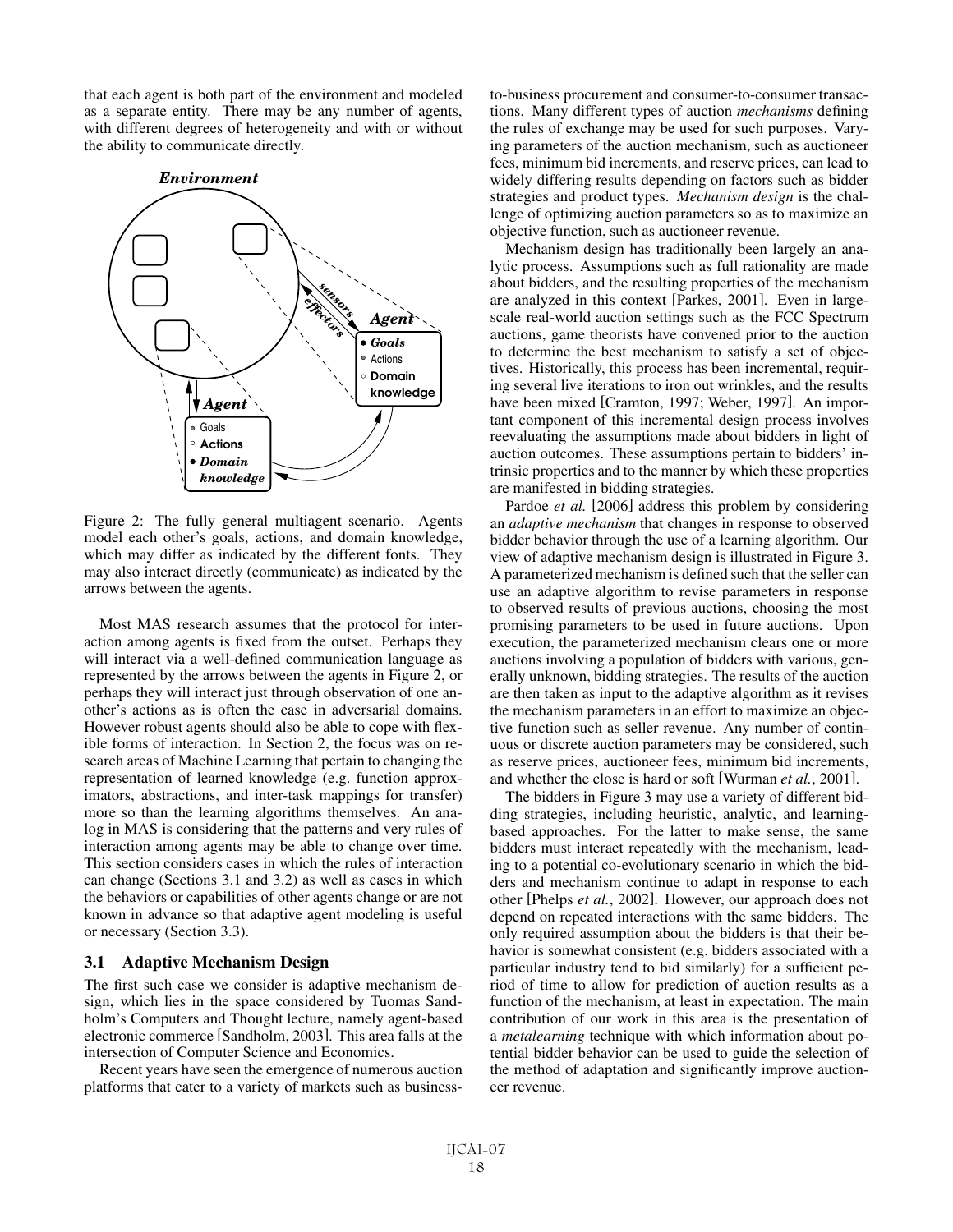that each agent is both part of the environment and modeled as a separate entity. There may be any number of agents, with different degrees of heterogeneity and with or without the ability to communicate directly.

Figure 2: The fully general multiagent scenario. Agents model each other's goals, actions, and domain knowledge, which may differ as indicated by the different fonts. They may also interact directly (communicate) as indicated by the arrows between the agents.

Most MAS research assumes that the protocol for interaction among agents is fixed from the outset. Perhaps they will interact via a well-defined communication language as represented by the arrows between the agents in Figure 2, or perhaps they will interact just through observation of one another's actions as is often the case in adversarial domains. However robust agents should also be able to cope with flexible forms of interaction. In Section 2, the focus was on research areas of Machine Learning that pertain to changing the representation of learned knowledge (e.g. function approximators, abstractions, and inter-task mappings for transfer) more so than the learning algorithms themselves. An analog in MAS is considering that the patterns and very rules of interaction among agents may be able to change over time. This section considers cases in which the rules of interaction can change (Sections 3.1 and 3.2) as well as cases in which the behaviors or capabilities of other agents change or are not known in advance so that adaptive agent modeling is useful or necessary (Section 3.3).

### 3.1 Adaptive Mechanism Design

The first such case we consider is adaptive mechanism design, which lies in the space considered by Tuomas Sandholm's Computers and Thought lecture, namely agent-based electronic commerce [Sandholm, 2003]. This area falls at the intersection of Computer Science and Economics.

Recent years have seen the emergence of numerous auction platforms that cater to a variety of markets such as business-to-business procurement and consumer-to-consumer transactions. Many different types of auction *mechanisms* defining the rules of exchange may be used for such purposes. Varying parameters of the auction mechanism, such as auctioneer fees, minimum bid increments, and reserve prices, can lead to widely differing results depending on factors such as bidder strategies and product types. *Mechanism design* is the challenge of optimizing auction parameters so as to maximize an objective function, such as auctioneer revenue.

Mechanism design has traditionally been largely an analytic process. Assumptions such as full rationality are made about bidders, and the resulting properties of the mechanism are analyzed in this context [Parkes, 2001]. Even in large-scale real-world auction settings such as the FCC Spectrum auctions, game theorists have convened prior to the auction to determine the best mechanism to satisfy a set of objectives. Historically, this process has been incremental, requiring several live iterations to iron out wrinkles, and the results have been mixed [Cramton, 1997; Weber, 1997]. An important component of this incremental design process involves reevaluating the assumptions made about bidders in light of auction outcomes. These assumptions pertain to bidders' intrinsic properties and to the manner by which these properties are manifested in bidding strategies.

Pardoe *et al.* [2006] address this problem by considering an *adaptive mechanism* that changes in response to observed bidder behavior through the use of a learning algorithm. Our view of adaptive mechanism design is illustrated in Figure 3. A parameterized mechanism is defined such that the seller can use an adaptive algorithm to revise parameters in response to observed results of previous auctions, choosing the most promising parameters to be used in future auctions. Upon execution, the parameterized mechanism clears one or more auctions involving a population of bidders with various, generally unknown, bidding strategies. The results of the auction are then taken as input to the adaptive algorithm as it revises the mechanism parameters in an effort to maximize an objective function such as seller revenue. Any number of continuous or discrete auction parameters may be considered, such as reserve prices, auctioneer fees, minimum bid increments, and whether the close is hard or soft [Wurman *et al.*, 2001].

The bidders in Figure 3 may use a variety of different bidding strategies, including heuristic, analytic, and learning-based approaches. For the latter to make sense, the same bidders must interact repeatedly with the mechanism, leading to a potential co-evolutionary scenario in which the bidders and mechanism continue to adapt in response to each other [Phelps *et al.*, 2002]. However, our approach does not depend on repeated interactions with the same bidders. The only required assumption about the bidders is that their behavior is somewhat consistent (e.g. bidders associated with a particular industry tend to bid similarly) for a sufficient period of time to allow for prediction of auction results as a function of the mechanism, at least in expectation. The main contribution of our work in this area is the presentation of a *metalearning* technique with which information about potential bidder behavior can be used to guide the selection of the method of adaptation and significantly improve auctioneer revenue.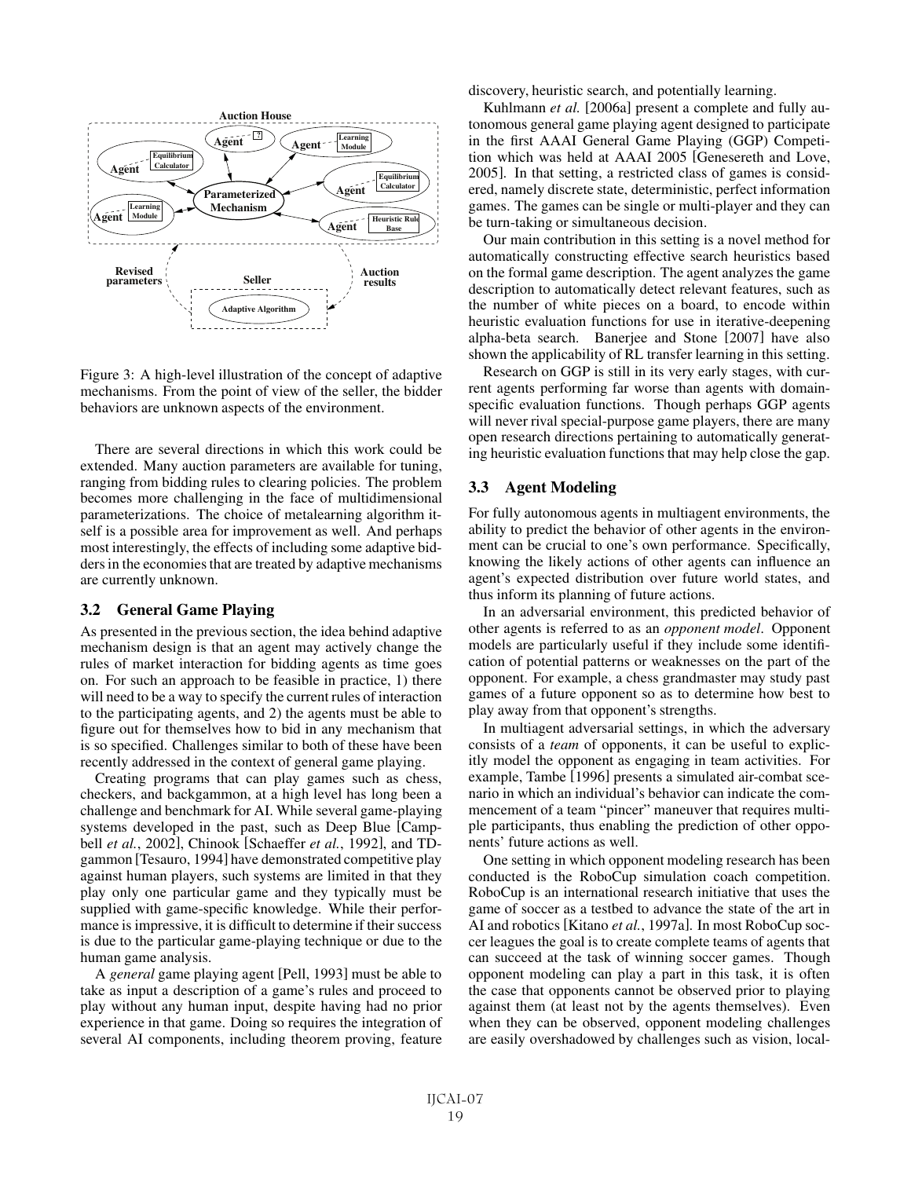Figure 3: A high-level illustration of the concept of adaptive mechanisms. From the point of view of the seller, the bidder behaviors are unknown aspects of the environment.

There are several directions in which this work could be extended. Many auction parameters are available for tuning, ranging from bidding rules to clearing policies. The problem becomes more challenging in the face of multidimensional parameterizations. The choice of metalearning algorithm itself is a possible area for improvement as well. And perhaps most interestingly, the effects of including some adaptive bidders in the economies that are treated by adaptive mechanisms are currently unknown.

### 3.2 General Game Playing

As presented in the previous section, the idea behind adaptive mechanism design is that an agent may actively change the rules of market interaction for bidding agents as time goes on. For such an approach to be feasible in practice, 1) there will need to be a way to specify the current rules of interaction to the participating agents, and 2) the agents must be able to figure out for themselves how to bid in any mechanism that is so specified. Challenges similar to both of these have been recently addressed in the context of general game playing.

Creating programs that can play games such as chess, checkers, and backgammon, at a high level has long been a challenge and benchmark for AI. While several game-playing systems developed in the past, such as Deep Blue [Campbell *et al.*, 2002], Chinook [Schaeffer *et al.*, 1992], and TD-gammon [Tesauro, 1994] have demonstrated competitive play against human players, such systems are limited in that they play only one particular game and they typically must be supplied with game-specific knowledge. While their performance is impressive, it is difficult to determine if their success is due to the particular game-playing technique or due to the human game analysis.

A *general* game playing agent [Pell, 1993] must be able to take as input a description of a game's rules and proceed to play without any human input, despite having had no prior experience in that game. Doing so requires the integration of several AI components, including theorem proving, feature discovery, heuristic search, and potentially learning.

Kuhlmann *et al.* [2006a] present a complete and fully autonomous general game playing agent designed to participate in the first AAAI General Game Playing (GGP) Competition which was held at AAAI 2005 [Genesereth and Love, 2005]. In that setting, a restricted class of games is considered, namely discrete state, deterministic, perfect information games. The games can be single or multi-player and they can be turn-taking or simultaneous decision.

Our main contribution in this setting is a novel method for automatically constructing effective search heuristics based on the formal game description. The agent analyzes the game description to automatically detect relevant features, such as the number of white pieces on a board, to encode within heuristic evaluation functions for use in iterative-deepening alpha-beta search. Banerjee and Stone [2007] have also shown the applicability of RL transfer learning in this setting.

Research on GGP is still in its very early stages, with current agents performing far worse than agents with domain-specific evaluation functions. Though perhaps GGP agents will never rival special-purpose game players, there are many open research directions pertaining to automatically generating heuristic evaluation functions that may help close the gap.

### 3.3 Agent Modeling

For fully autonomous agents in multiagent environments, the ability to predict the behavior of other agents in the environment can be crucial to one's own performance. Specifically, knowing the likely actions of other agents can influence an agent's expected distribution over future world states, and thus inform its planning of future actions.

In an adversarial environment, this predicted behavior of other agents is referred to as an *opponent model*. Opponent models are particularly useful if they include some identification of potential patterns or weaknesses on the part of the opponent. For example, a chess grandmaster may study past games of a future opponent so as to determine how best to play away from that opponent's strengths.

In multiagent adversarial settings, in which the adversary consists of a *team* of opponents, it can be useful to explicitly model the opponent as engaging in team activities. For example, Tambe [1996] presents a simulated air-combat scenario in which an individual's behavior can indicate the commencement of a team "pincer" maneuver that requires multiple participants, thus enabling the prediction of other opponents' future actions as well.

One setting in which opponent modeling research has been conducted is the RoboCup simulation coach competition. RoboCup is an international research initiative that uses the game of soccer as a testbed to advance the state of the art in AI and robotics [Kitano *et al.*, 1997a]. In most RoboCup soccer leagues the goal is to create complete teams of agents that can succeed at the task of winning soccer games. Though opponent modeling can play a part in this task, it is often the case that opponents cannot be observed prior to playing against them (at least not by the agents themselves). Even when they can be observed, opponent modeling challenges are easily overshadowed by challenges such as vision, local-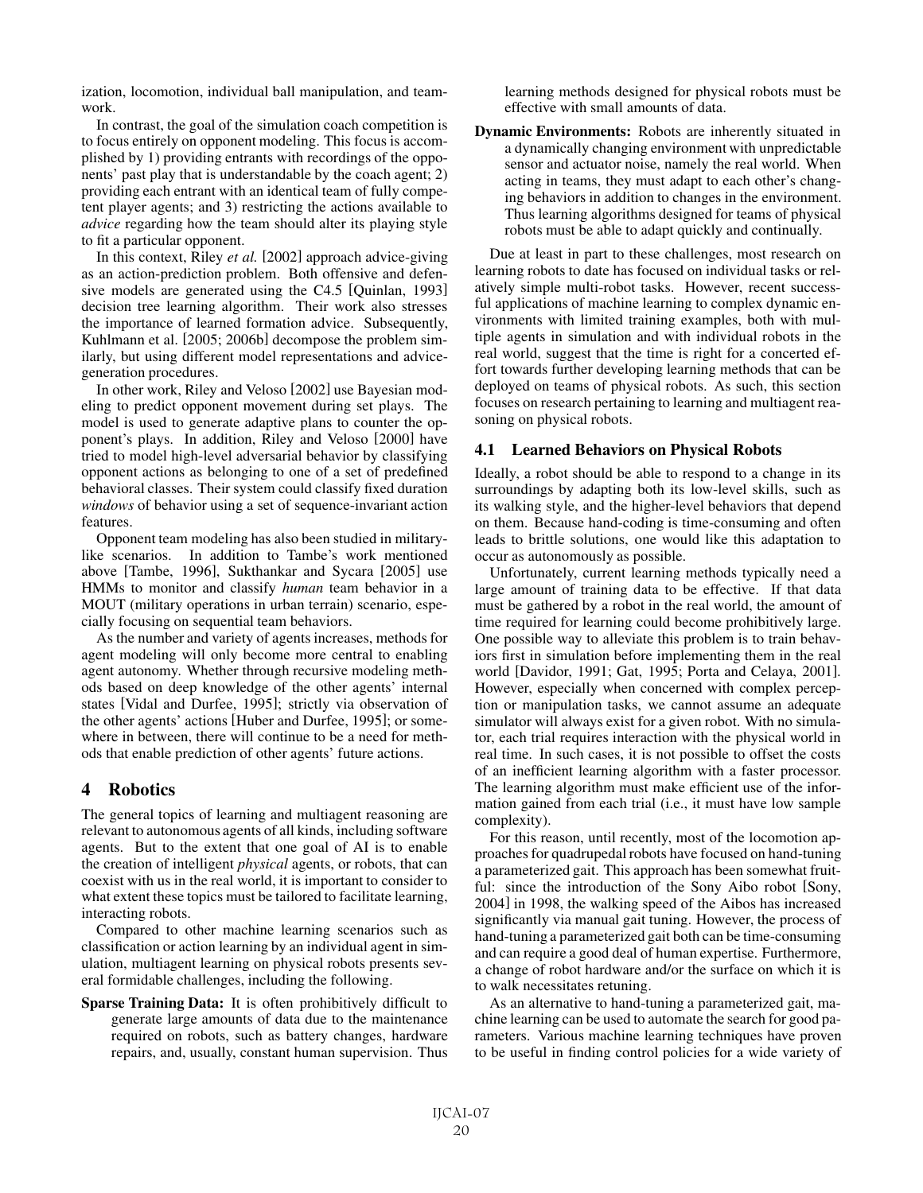ization, locomotion, individual ball manipulation, and teamwork.

In contrast, the goal of the simulation coach competition is to focus entirely on opponent modeling. This focus is accomplished by 1) providing entrants with recordings of the opponents' past play that is understandable by the coach agent; 2) providing each entrant with an identical team of fully competent player agents; and 3) restricting the actions available to *advice* regarding how the team should alter its playing style to fit a particular opponent.

In this context, Riley *et al.* [2002] approach advice-giving as an action-prediction problem. Both offensive and defensive models are generated using the C4.5 [Quinlan, 1993] decision tree learning algorithm. Their work also stresses the importance of learned formation advice. Subsequently, Kuhlmann et al. [2005; 2006b] decompose the problem similarly, but using different model representations and advice-generation procedures.

In other work, Riley and Veloso [2002] use Bayesian modeling to predict opponent movement during set plays. The model is used to generate adaptive plans to counter the opponent's plays. In addition, Riley and Veloso [2000] have tried to model high-level adversarial behavior by classifying opponent actions as belonging to one of a set of predefined behavioral classes. Their system could classify fixed duration *windows* of behavior using a set of sequence-invariant action features.

Opponent team modeling has also been studied in military-like scenarios. In addition to Tambe's work mentioned above [Tambe, 1996], Sukthankar and Sycara [2005] use HMMs to monitor and classify *human* team behavior in a MOUT (military operations in urban terrain) scenario, especially focusing on sequential team behaviors.

As the number and variety of agents increases, methods for agent modeling will only become more central to enabling agent autonomy. Whether through recursive modeling methods based on deep knowledge of the other agents' internal states [Vidal and Durfee, 1995]; strictly via observation of the other agents' actions [Huber and Durfee, 1995]; or somewhere in between, there will continue to be a need for methods that enable prediction of other agents' future actions.

## 4 Robotics

The general topics of learning and multiagent reasoning are relevant to autonomous agents of all kinds, including software agents. But to the extent that one goal of AI is to enable the creation of intelligent *physical* agents, or robots, that can coexist with us in the real world, it is important to consider to what extent these topics must be tailored to facilitate learning, interacting robots.

Compared to other machine learning scenarios such as classification or action learning by an individual agent in simulation, multiagent learning on physical robots presents several formidable challenges, including the following.

**Sparse Training Data:** It is often prohibitively difficult to generate large amounts of data due to the maintenance required on robots, such as battery changes, hardware repairs, and, usually, constant human supervision. Thus learning methods designed for physical robots must be effective with small amounts of data.

**Dynamic Environments:** Robots are inherently situated in a dynamically changing environment with unpredictable sensor and actuator noise, namely the real world. When acting in teams, they must adapt to each other's changing behaviors in addition to changes in the environment. Thus learning algorithms designed for teams of physical robots must be able to adapt quickly and continually.

Due at least in part to these challenges, most research on learning robots to date has focused on individual tasks or relatively simple multi-robot tasks. However, recent successful applications of machine learning to complex dynamic environments with limited training examples, both with multiple agents in simulation and with individual robots in the real world, suggest that the time is right for a concerted effort towards further developing learning methods that can be deployed on teams of physical robots. As such, this section focuses on research pertaining to learning and multiagent reasoning on physical robots.

### 4.1 Learned Behaviors on Physical Robots

Ideally, a robot should be able to respond to a change in its surroundings by adapting both its low-level skills, such as its walking style, and the higher-level behaviors that depend on them. Because hand-coding is time-consuming and often leads to brittle solutions, one would like this adaptation to occur as autonomously as possible.

Unfortunately, current learning methods typically need a large amount of training data to be effective. If that data must be gathered by a robot in the real world, the amount of time required for learning could become prohibitively large. One possible way to alleviate this problem is to train behaviors first in simulation before implementing them in the real world [Davidor, 1991; Gat, 1995; Porta and Celaya, 2001]. However, especially when concerned with complex perception or manipulation tasks, we cannot assume an adequate simulator will always exist for a given robot. With no simulator, each trial requires interaction with the physical world in real time. In such cases, it is not possible to offset the costs of an inefficient learning algorithm with a faster processor. The learning algorithm must make efficient use of the information gained from each trial (i.e., it must have low sample complexity).

For this reason, until recently, most of the locomotion approaches for quadrupedal robots have focused on hand-tuning a parameterized gait. This approach has been somewhat fruitful: since the introduction of the Sony Aibo robot [Sony, 2004] in 1998, the walking speed of the Aibos has increased significantly via manual gait tuning. However, the process of hand-tuning a parameterized gait both can be time-consuming and can require a good deal of human expertise. Furthermore, a change of robot hardware and/or the surface on which it is to walk necessitates retuning.

As an alternative to hand-tuning a parameterized gait, machine learning can be used to automate the search for good parameters. Various machine learning techniques have proven to be useful in finding control policies for a wide variety of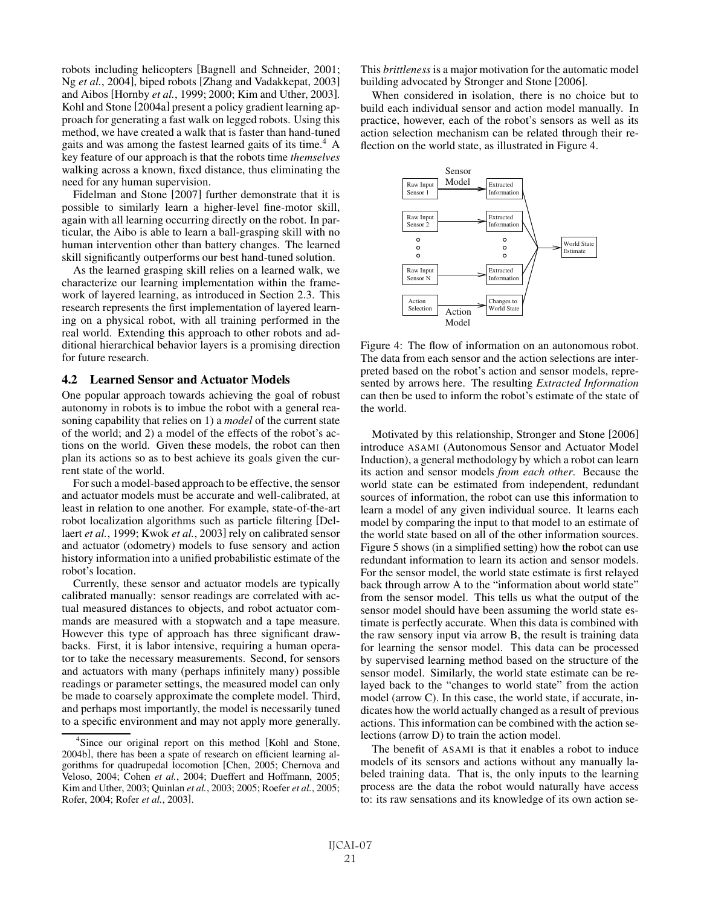robots including helicopters [Bagnell and Schneider, 2001; Ng *et al.*, 2004], biped robots [Zhang and Vadakkepat, 2003] and Aibos [Hornby *et al.*, 1999; 2000; Kim and Uther, 2003]. Kohl and Stone [2004a] present a policy gradient learning approach for generating a fast walk on legged robots. Using this method, we have created a walk that is faster than hand-tuned gaits and was among the fastest learned gaits of its time.[4] A key feature of our approach is that the robots time *themselves* walking across a known, fixed distance, thus eliminating the need for any human supervision.

Fidelman and Stone [2007] further demonstrate that it is possible to similarly learn a higher-level fine-motor skill, again with all learning occurring directly on the robot. In particular, the Aibo is able to learn a ball-grasping skill with no human intervention other than battery changes. The learned skill significantly outperforms our best hand-tuned solution.

As the learned grasping skill relies on a learned walk, we characterize our learning implementation within the framework of layered learning, as introduced in Section 2.3. This research represents the first implementation of layered learning on a physical robot, with all training performed in the real world. Extending this approach to other robots and additional hierarchical behavior layers is a promising direction for future research.

## 4.2 Learned Sensor and Actuator Models

One popular approach towards achieving the goal of robust autonomy in robots is to imbue the robot with a general reasoning capability that relies on 1) a *model* of the current state of the world; and 2) a model of the effects of the robot's actions on the world. Given these models, the robot can then plan its actions so as to best achieve its goals given the current state of the world.

For such a model-based approach to be effective, the sensor and actuator models must be accurate and well-calibrated, at least in relation to one another. For example, state-of-the-art robot localization algorithms such as particle filtering [Dellaert *et al.*, 1999; Kwok *et al.*, 2003] rely on calibrated sensor and actuator (odometry) models to fuse sensory and action history information into a unified probabilistic estimate of the robot's location.

Currently, these sensor and actuator models are typically calibrated manually: sensor readings are correlated with actual measured distances to objects, and robot actuator commands are measured with a stopwatch and a tape measure. However this type of approach has three significant drawbacks. First, it is labor intensive, requiring a human operator to take the necessary measurements. Second, for sensors and actuators with many (perhaps infinitely many) possible readings or parameter settings, the measured model can only be made to coarsely approximate the complete model. Third, and perhaps most importantly, the model is necessarily tuned to a specific environment and may not apply more generally. This *brittleness* is a major motivation for the automatic model building advocated by Stronger and Stone [2006].

When considered in isolation, there is no choice but to build each individual sensor and action model manually. In practice, however, each of the robot's sensors as well as its action selection mechanism can be related through their reflection on the world state, as illustrated in Figure 4.

Figure 4: The flow of information on an autonomous robot. The data from each sensor and the action selections are interpreted based on the robot's action and sensor models, represented by arrows here. The resulting *Extracted Information* can then be used to inform the robot's estimate of the state of the world.

Motivated by this relationship, Stronger and Stone [2006] introduce ASAMI (Autonomous Sensor and Actuator Model Induction), a general methodology by which a robot can learn its action and sensor models *from each other*. Because the world state can be estimated from independent, redundant sources of information, the robot can use this information to learn a model of any given individual source. It learns each model by comparing the input to that model to an estimate of the world state based on all of the other information sources. Figure 5 shows (in a simplified setting) how the robot can use redundant information to learn its action and sensor models. For the sensor model, the world state estimate is first relayed back through arrow A to the "information about world state" from the sensor model. This tells us what the output of the sensor model should have been assuming the world state estimate is perfectly accurate. When this data is combined with the raw sensory input via arrow B, the result is training data for learning the sensor model. This data can be processed by supervised learning method based on the structure of the sensor model. Similarly, the world state estimate can be relayed back to the "changes to world state" from the action model (arrow C). In this case, the world state, if accurate, indicates how the world actually changed as a result of previous actions. This information can be combined with the action selections (arrow D) to train the action model.

The benefit of ASAMI is that it enables a robot to induce models of its sensors and actions without any manually labeled training data. That is, the only inputs to the learning process are the data the robot would naturally have access to: its raw sensations and its knowledge of its own action se-

[4] Since our original report on this method [Kohl and Stone, 2004b], there has been a spate of research on efficient learning algorithms for quadrupedal locomotion [Chen, 2005; Chernova and Veloso, 2004; Cohen *et al.*, 2004; Dueffert and Hoffmann, 2005; Kim and Uther, 2003; Quinlan *et al.*, 2003; 2005; Roefer *et al.*, 2005; Rofer, 2004; Rofer *et al.*, 2003].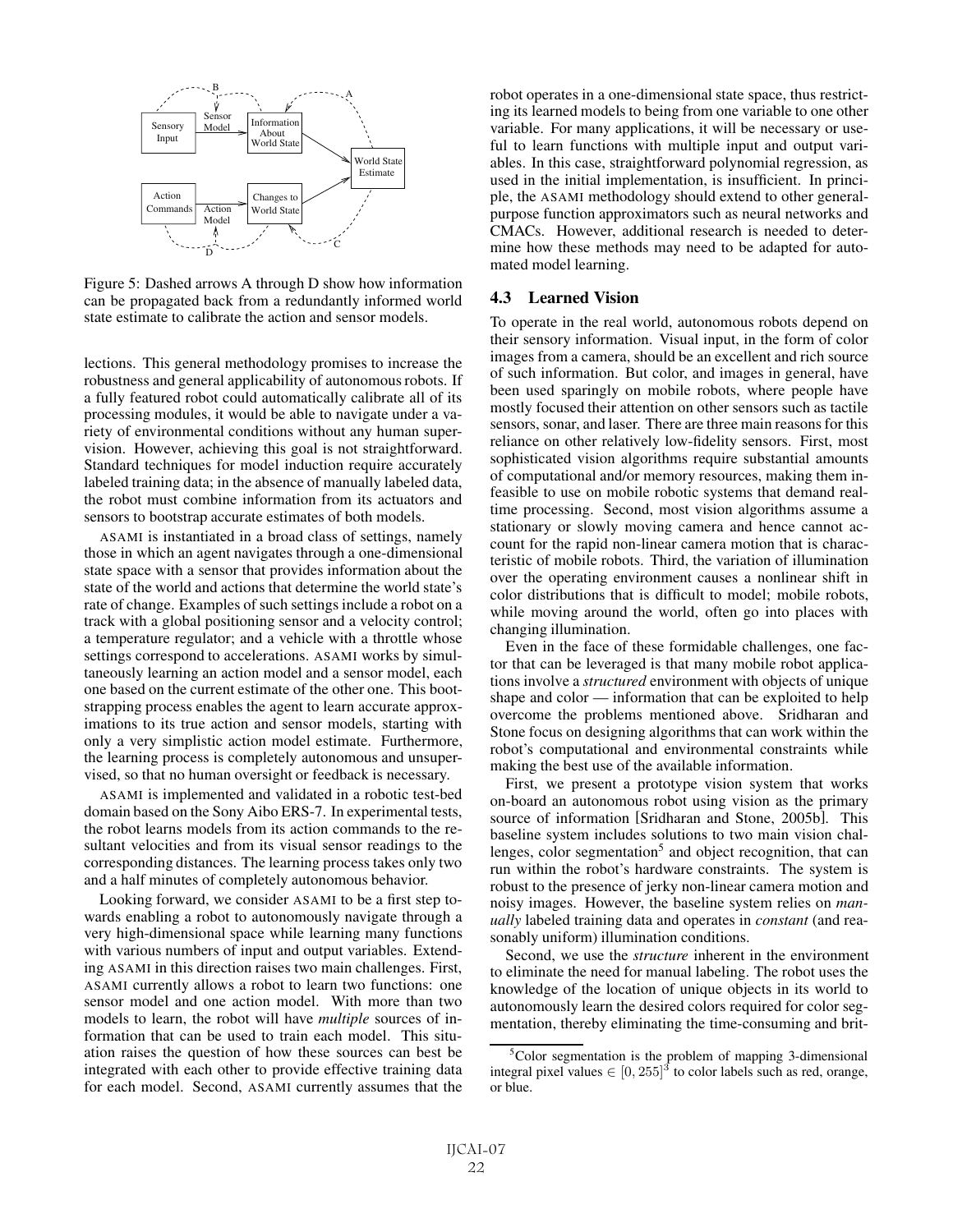Figure 5: Dashed arrows A through D show how information can be propagated back from a redundantly informed world state estimate to calibrate the action and sensor models.

lections. This general methodology promises to increase the robustness and general applicability of autonomous robots. If a fully featured robot could automatically calibrate all of its processing modules, it would be able to navigate under a variety of environmental conditions without any human supervision. However, achieving this goal is not straightforward. Standard techniques for model induction require accurately labeled training data; in the absence of manually labeled data, the robot must combine information from its actuators and sensors to bootstrap accurate estimates of both models.

ASAMI is instantiated in a broad class of settings, namely those in which an agent navigates through a one-dimensional state space with a sensor that provides information about the state of the world and actions that determine the world state's rate of change. Examples of such settings include a robot on a track with a global positioning sensor and a velocity control; a temperature regulator; and a vehicle with a throttle whose settings correspond to accelerations. ASAMI works by simultaneously learning an action model and a sensor model, each one based on the current estimate of the other one. This bootstrapping process enables the agent to learn accurate approximations to its true action and sensor models, starting with only a very simplistic action model estimate. Furthermore, the learning process is completely autonomous and unsupervised, so that no human oversight or feedback is necessary.

ASAMI is implemented and validated in a robotic test-bed domain based on the Sony Aibo ERS-7. In experimental tests, the robot learns models from its action commands to the resultant velocities and from its visual sensor readings to the corresponding distances. The learning process takes only two and a half minutes of completely autonomous behavior.

Looking forward, we consider ASAMI to be a first step towards enabling a robot to autonomously navigate through a very high-dimensional space while learning many functions with various numbers of input and output variables. Extending ASAMI in this direction raises two main challenges. First, ASAMI currently allows a robot to learn two functions: one sensor model and one action model. With more than two models to learn, the robot will have *multiple* sources of information that can be used to train each model. This situation raises the question of how these sources can best be integrated with each other to provide effective training data for each model. Second, ASAMI currently assumes that the robot operates in a one-dimensional state space, thus restricting its learned models to being from one variable to one other variable. For many applications, it will be necessary or useful to learn functions with multiple input and output variables. In this case, straightforward polynomial regression, as used in the initial implementation, is insufficient. In principle, the ASAMI methodology should extend to other general-purpose function approximators such as neural networks and CMACs. However, additional research is needed to determine how these methods may need to be adapted for automated model learning.

### 4.3 Learned Vision

To operate in the real world, autonomous robots depend on their sensory information. Visual input, in the form of color images from a camera, should be an excellent and rich source of such information. But color, and images in general, have been used sparingly on mobile robots, where people have mostly focused their attention on other sensors such as tactile sensors, sonar, and laser. There are three main reasons for this reliance on other relatively low-fidelity sensors. First, most sophisticated vision algorithms require substantial amounts of computational and/or memory resources, making them infeasible to use on mobile robotic systems that demand real-time processing. Second, most vision algorithms assume a stationary or slowly moving camera and hence cannot account for the rapid non-linear camera motion that is characteristic of mobile robots. Third, the variation of illumination over the operating environment causes a nonlinear shift in color distributions that is difficult to model; mobile robots, while moving around the world, often go into places with changing illumination.

Even in the face of these formidable challenges, one factor that can be leveraged is that many mobile robot applications involve a *structured* environment with objects of unique shape and color — information that can be exploited to help overcome the problems mentioned above. Sridharan and Stone focus on designing algorithms that can work within the robot's computational and environmental constraints while making the best use of the available information.

First, we present a prototype vision system that works on-board an autonomous robot using vision as the primary source of information [Sridharan and Stone, 2005b]. This baseline system includes solutions to two main vision challenges, color segmentation[5] and object recognition, that can run within the robot's hardware constraints. The system is robust to the presence of jerky non-linear camera motion and noisy images. However, the baseline system relies on *manually* labeled training data and operates in *constant* (and reasonably uniform) illumination conditions.

Second, we use the *structure* inherent in the environment to eliminate the need for manual labeling. The robot uses the knowledge of the location of unique objects in its world to autonomously learn the desired colors required for color segmentation, thereby eliminating the time-consuming and brit-

[5] Color segmentation is the problem of mapping 3-dimensional integral pixel values $\in [0, 255]^3$ to color labels such as red, orange, or blue.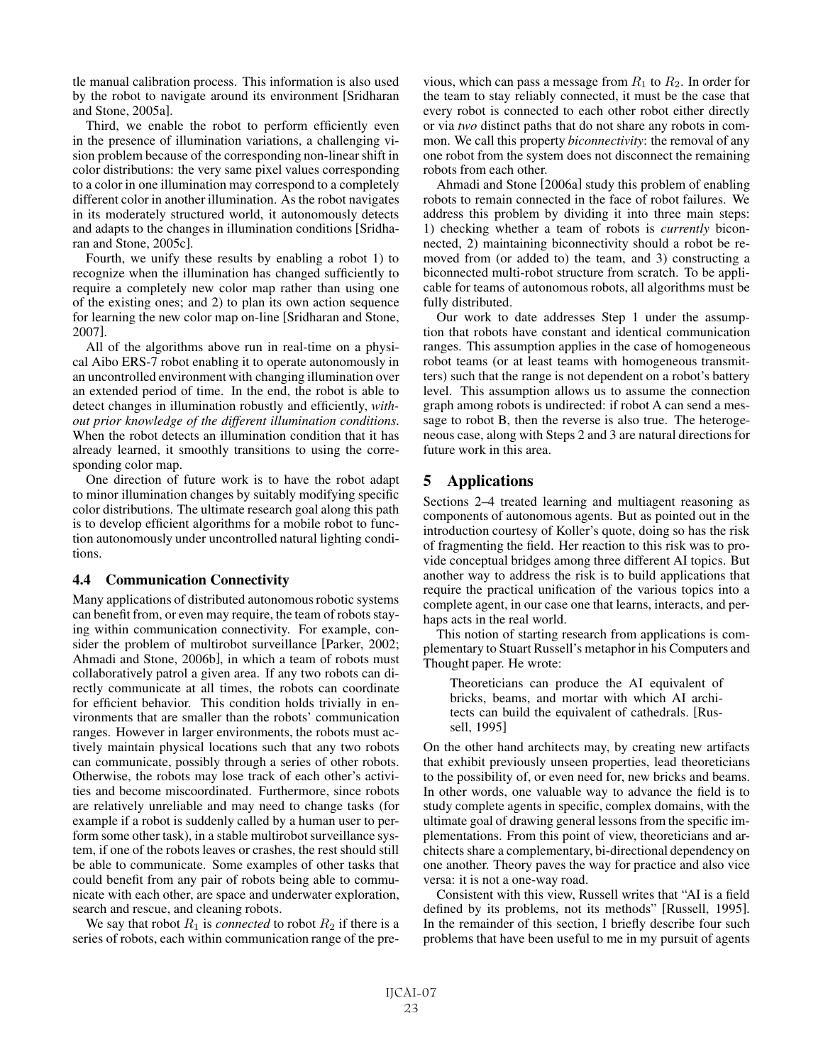tle manual calibration process. This information is also used by the robot to navigate around its environment [Sridharan and Stone, 2005a].

Third, we enable the robot to perform efficiently even in the presence of illumination variations, a challenging vision problem because of the corresponding non-linear shift in color distributions: the very same pixel values corresponding to a color in one illumination may correspond to a completely different color in another illumination. As the robot navigates in its moderately structured world, it autonomously detects and adapts to the changes in illumination conditions [Sridharan and Stone, 2005c].

Fourth, we unify these results by enabling a robot 1) to recognize when the illumination has changed sufficiently to require a completely new color map rather than using one of the existing ones; and 2) to plan its own action sequence for learning the new color map on-line [Sridharan and Stone, 2007].

All of the algorithms above run in real-time on a physical Aibo ERS-7 robot enabling it to operate autonomously in an uncontrolled environment with changing illumination over an extended period of time. In the end, the robot is able to detect changes in illumination robustly and efficiently, *without prior knowledge of the different illumination conditions*. When the robot detects an illumination condition that it has already learned, it smoothly transitions to using the corresponding color map.

One direction of future work is to have the robot adapt to minor illumination changes by suitably modifying specific color distributions. The ultimate research goal along this path is to develop efficient algorithms for a mobile robot to function autonomously under uncontrolled natural lighting conditions.

### 4.4 Communication Connectivity

Many applications of distributed autonomous robotic systems can benefit from, or even may require, the team of robots staying within communication connectivity. For example, consider the problem of multirobot surveillance [Parker, 2002; Ahmadi and Stone, 2006b], in which a team of robots must collaboratively patrol a given area. If any two robots can directly communicate at all times, the robots can coordinate for efficient behavior. This condition holds trivially in environments that are smaller than the robots' communication ranges. However in larger environments, the robots must actively maintain physical locations such that any two robots can communicate, possibly through a series of other robots. Otherwise, the robots may lose track of each other's activities and become miscoordinated. Furthermore, since robots are relatively unreliable and may need to change tasks (for example if a robot is suddenly called by a human user to perform some other task), in a stable multirobot surveillance system, if one of the robots leaves or crashes, the rest should still be able to communicate. Some examples of other tasks that could benefit from any pair of robots being able to communicate with each other, are space and underwater exploration, search and rescue, and cleaning robots.

We say that robot $R_1$ is *connected* to robot $R_2$ if there is a series of robots, each within communication range of the previous, which can pass a message from $R_1$ to $R_2$. In order for the team to stay reliably connected, it must be the case that every robot is connected to each other robot either directly or via *two* distinct paths that do not share any robots in common. We call this property *biconnectivity*: the removal of any one robot from the system does not disconnect the remaining robots from each other.

Ahmadi and Stone [2006a] study this problem of enabling robots to remain connected in the face of robot failures. We address this problem by dividing it into three main steps: 1) checking whether a team of robots is *currently* biconnected, 2) maintaining biconnectivity should a robot be removed from (or added to) the team, and 3) constructing a biconnected multi-robot structure from scratch. To be applicable for teams of autonomous robots, all algorithms must be fully distributed.

Our work to date addresses Step 1 under the assumption that robots have constant and identical communication ranges. This assumption applies in the case of homogeneous robot teams (or at least teams with homogeneous transmitters) such that the range is not dependent on a robot's battery level. This assumption allows us to assume the connection graph among robots is undirected: if robot A can send a message to robot B, then the reverse is also true. The heterogeneous case, along with Steps 2 and 3 are natural directions for future work in this area.

## 5 Applications

Sections 2–4 treated learning and multiagent reasoning as components of autonomous agents. But as pointed out in the introduction courtesy of Koller's quote, doing so has the risk of fragmenting the field. Her reaction to this risk was to provide conceptual bridges among three different AI topics. But another way to address the risk is to build applications that require the practical unification of the various topics into a complete agent, in our case one that learns, interacts, and perhaps acts in the real world.

This notion of starting research from applications is complementary to Stuart Russell's metaphor in his Computers and Thought paper. He wrote:

> Theoreticians can produce the AI equivalent of bricks, beams, and mortar with which AI architects can build the equivalent of cathedrals. [Russell, 1995]

On the other hand architects may, by creating new artifacts that exhibit previously unseen properties, lead theoreticians to the possibility of, or even need for, new bricks and beams. In other words, one valuable way to advance the field is to study complete agents in specific, complex domains, with the ultimate goal of drawing general lessons from the specific implementations. From this point of view, theoreticians and architects share a complementary, bi-directional dependency on one another. Theory paves the way for practice and also vice versa: it is not a one-way road.

Consistent with this view, Russell writes that "AI is a field defined by its problems, not its methods" [Russell, 1995]. In the remainder of this section, I briefly describe four such problems that have been useful to me in my pursuit of agents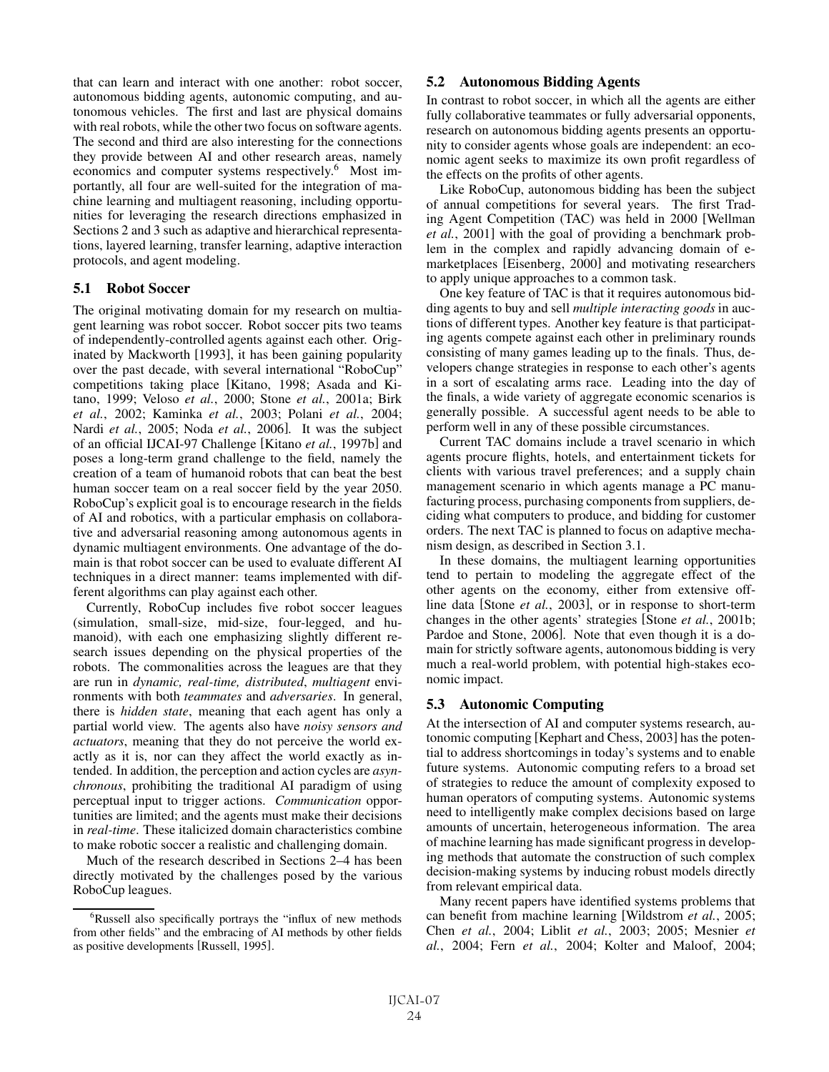that can learn and interact with one another: robot soccer, autonomous bidding agents, autonomic computing, and autonomous vehicles. The first and last are physical domains with real robots, while the other two focus on software agents. The second and third are also interesting for the connections they provide between AI and other research areas, namely economics and computer systems respectively.[6] Most importantly, all four are well-suited for the integration of machine learning and multiagent reasoning, including opportunities for leveraging the research directions emphasized in Sections 2 and 3 such as adaptive and hierarchical representations, layered learning, transfer learning, adaptive interaction protocols, and agent modeling.

### 5.1 Robot Soccer

The original motivating domain for my research on multiagent learning was robot soccer. Robot soccer pits two teams of independently-controlled agents against each other. Originated by Mackworth [1993], it has been gaining popularity over the past decade, with several international "RoboCup" competitions taking place [Kitano, 1998; Asada and Kitano, 1999; Veloso *et al.*, 2000; Stone *et al.*, 2001a; Birk *et al.*, 2002; Kaminka *et al.*, 2003; Polani *et al.*, 2004; Nardi *et al.*, 2005; Noda *et al.*, 2006]. It was the subject of an official IJCAI-97 Challenge [Kitano *et al.*, 1997b] and poses a long-term grand challenge to the field, namely the creation of a team of humanoid robots that can beat the best human soccer team on a real soccer field by the year 2050. RoboCup's explicit goal is to encourage research in the fields of AI and robotics, with a particular emphasis on collaborative and adversarial reasoning among autonomous agents in dynamic multiagent environments. One advantage of the domain is that robot soccer can be used to evaluate different AI techniques in a direct manner: teams implemented with different algorithms can play against each other.

Currently, RoboCup includes five robot soccer leagues (simulation, small-size, mid-size, four-legged, and humanoid), with each one emphasizing slightly different research issues depending on the physical properties of the robots. The commonalities across the leagues are that they are run in *dynamic, real-time, distributed*, *multiagent* environments with both *teammates* and *adversaries*. In general, there is *hidden state*, meaning that each agent has only a partial world view. The agents also have *noisy sensors and actuators*, meaning that they do not perceive the world exactly as it is, nor can they affect the world exactly as intended. In addition, the perception and action cycles are *asynchronous*, prohibiting the traditional AI paradigm of using perceptual input to trigger actions. *Communication* opportunities are limited; and the agents must make their decisions in *real-time*. These italicized domain characteristics combine to make robotic soccer a realistic and challenging domain.

Much of the research described in Sections 2–4 has been directly motivated by the challenges posed by the various RoboCup leagues.

### 5.2 Autonomous Bidding Agents

In contrast to robot soccer, in which all the agents are either fully collaborative teammates or fully adversarial opponents, research on autonomous bidding agents presents an opportunity to consider agents whose goals are independent: an economic agent seeks to maximize its own profit regardless of the effects on the profits of other agents.

Like RoboCup, autonomous bidding has been the subject of annual competitions for several years. The first Trading Agent Competition (TAC) was held in 2000 [Wellman *et al.*, 2001] with the goal of providing a benchmark problem in the complex and rapidly advancing domain of e-marketplaces [Eisenberg, 2000] and motivating researchers to apply unique approaches to a common task.

One key feature of TAC is that it requires autonomous bidding agents to buy and sell *multiple interacting goods* in auctions of different types. Another key feature is that participating agents compete against each other in preliminary rounds consisting of many games leading up to the finals. Thus, developers change strategies in response to each other's agents in a sort of escalating arms race. Leading into the day of the finals, a wide variety of aggregate economic scenarios is generally possible. A successful agent needs to be able to perform well in any of these possible circumstances.

Current TAC domains include a travel scenario in which agents procure flights, hotels, and entertainment tickets for clients with various travel preferences; and a supply chain management scenario in which agents manage a PC manufacturing process, purchasing components from suppliers, deciding what computers to produce, and bidding for customer orders. The next TAC is planned to focus on adaptive mechanism design, as described in Section 3.1.

In these domains, the multiagent learning opportunities tend to pertain to modeling the aggregate effect of the other agents on the economy, either from extensive offline data [Stone *et al.*, 2003], or in response to short-term changes in the other agents' strategies [Stone *et al.*, 2001b; Pardoe and Stone, 2006]. Note that even though it is a domain for strictly software agents, autonomous bidding is very much a real-world problem, with potential high-stakes economic impact.

### 5.3 Autonomic Computing

At the intersection of AI and computer systems research, autonomic computing [Kephart and Chess, 2003] has the potential to address shortcomings in today's systems and to enable future systems. Autonomic computing refers to a broad set of strategies to reduce the amount of complexity exposed to human operators of computing systems. Autonomic systems need to intelligently make complex decisions based on large amounts of uncertain, heterogeneous information. The area of machine learning has made significant progress in developing methods that automate the construction of such complex decision-making systems by inducing robust models directly from relevant empirical data.

Many recent papers have identified systems problems that can benefit from machine learning [Wildstrom *et al.*, 2005; Chen *et al.*, 2004; Liblit *et al.*, 2003; 2005; Mesnier *et al.*, 2004; Fern *et al.*, 2004; Kolter and Maloof, 2004;

[6] Russell also specifically portrays the "influx of new methods from other fields" and the embracing of AI methods by other fields as positive developments [Russell, 1995].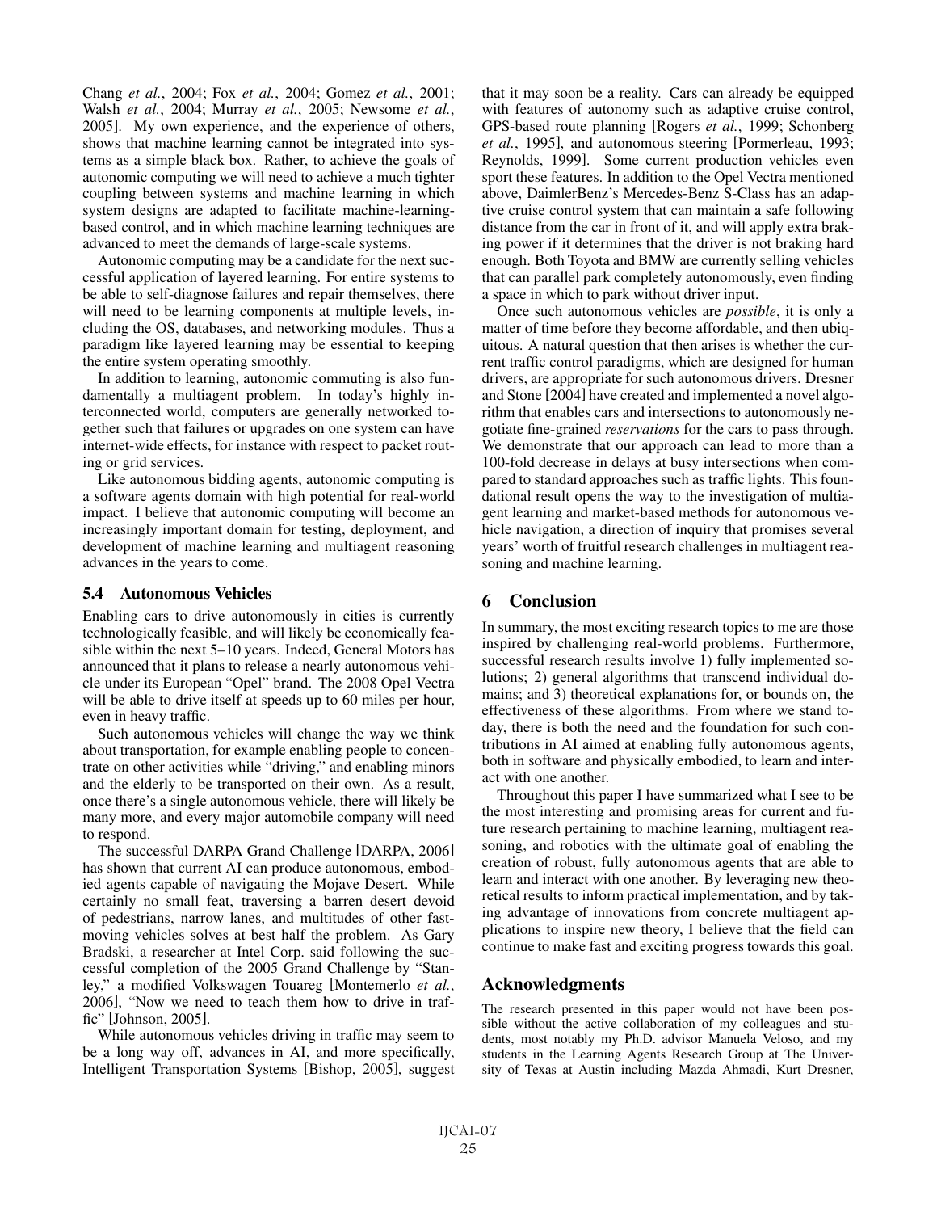Chang *et al.*, 2004; Fox *et al.*, 2004; Gomez *et al.*, 2001; Walsh *et al.*, 2004; Murray *et al.*, 2005; Newsome *et al.*, 2005]. My own experience, and the experience of others, shows that machine learning cannot be integrated into systems as a simple black box. Rather, to achieve the goals of autonomic computing we will need to achieve a much tighter coupling between systems and machine learning in which system designs are adapted to facilitate machine-learning-based control, and in which machine learning techniques are advanced to meet the demands of large-scale systems.

Autonomic computing may be a candidate for the next successful application of layered learning. For entire systems to be able to self-diagnose failures and repair themselves, there will need to be learning components at multiple levels, including the OS, databases, and networking modules. Thus a paradigm like layered learning may be essential to keeping the entire system operating smoothly.

In addition to learning, autonomic commuting is also fundamentally a multiagent problem. In today's highly interconnected world, computers are generally networked together such that failures or upgrades on one system can have internet-wide effects, for instance with respect to packet routing or grid services.

Like autonomous bidding agents, autonomic computing is a software agents domain with high potential for real-world impact. I believe that autonomic computing will become an increasingly important domain for testing, deployment, and development of machine learning and multiagent reasoning advances in the years to come.

### 5.4 Autonomous Vehicles

Enabling cars to drive autonomously in cities is currently technologically feasible, and will likely be economically feasible within the next 5–10 years. Indeed, General Motors has announced that it plans to release a nearly autonomous vehicle under its European "Opel" brand. The 2008 Opel Vectra will be able to drive itself at speeds up to 60 miles per hour, even in heavy traffic.

Such autonomous vehicles will change the way we think about transportation, for example enabling people to concentrate on other activities while "driving," and enabling minors and the elderly to be transported on their own. As a result, once there's a single autonomous vehicle, there will likely be many more, and every major automobile company will need to respond.

The successful DARPA Grand Challenge [DARPA, 2006] has shown that current AI can produce autonomous, embodied agents capable of navigating the Mojave Desert. While certainly no small feat, traversing a barren desert devoid of pedestrians, narrow lanes, and multitudes of other fast-moving vehicles solves at best half the problem. As Gary Bradski, a researcher at Intel Corp. said following the successful completion of the 2005 Grand Challenge by "Stanley," a modified Volkswagen Touareg [Montemerlo *et al.*, 2006], "Now we need to teach them how to drive in traffic" [Johnson, 2005].

While autonomous vehicles driving in traffic may seem to be a long way off, advances in AI, and more specifically, Intelligent Transportation Systems [Bishop, 2005], suggest that it may soon be a reality. Cars can already be equipped with features of autonomy such as adaptive cruise control, GPS-based route planning [Rogers *et al.*, 1999; Schonberg *et al.*, 1995], and autonomous steering [Pormerleau, 1993; Reynolds, 1999]. Some current production vehicles even sport these features. In addition to the Opel Vectra mentioned above, DaimlerBenz's Mercedes-Benz S-Class has an adaptive cruise control system that can maintain a safe following distance from the car in front of it, and will apply extra braking power if it determines that the driver is not braking hard enough. Both Toyota and BMW are currently selling vehicles that can parallel park completely autonomously, even finding a space in which to park without driver input.

Once such autonomous vehicles are *possible*, it is only a matter of time before they become affordable, and then ubiquitous. A natural question that then arises is whether the current traffic control paradigms, which are designed for human drivers, are appropriate for such autonomous drivers. Dresner and Stone [2004] have created and implemented a novel algorithm that enables cars and intersections to autonomously negotiate fine-grained *reservations* for the cars to pass through. We demonstrate that our approach can lead to more than a 100-fold decrease in delays at busy intersections when compared to standard approaches such as traffic lights. This foundational result opens the way to the investigation of multiagent learning and market-based methods for autonomous vehicle navigation, a direction of inquiry that promises several years' worth of fruitful research challenges in multiagent reasoning and machine learning.

## 6 Conclusion

In summary, the most exciting research topics to me are those inspired by challenging real-world problems. Furthermore, successful research results involve 1) fully implemented solutions; 2) general algorithms that transcend individual domains; and 3) theoretical explanations for, or bounds on, the effectiveness of these algorithms. From where we stand today, there is both the need and the foundation for such contributions in AI aimed at enabling fully autonomous agents, both in software and physically embodied, to learn and interact with one another.

Throughout this paper I have summarized what I see to be the most interesting and promising areas for current and future research pertaining to machine learning, multiagent reasoning, and robotics with the ultimate goal of enabling the creation of robust, fully autonomous agents that are able to learn and interact with one another. By leveraging new theoretical results to inform practical implementation, and by taking advantage of innovations from concrete multiagent applications to inspire new theory, I believe that the field can continue to make fast and exciting progress towards this goal.

## Acknowledgments

The research presented in this paper would not have been possible without the active collaboration of my colleagues and students, most notably my Ph.D. advisor Manuela Veloso, and my students in the Learning Agents Research Group at The University of Texas at Austin including Mazda Ahmadi, Kurt Dresner,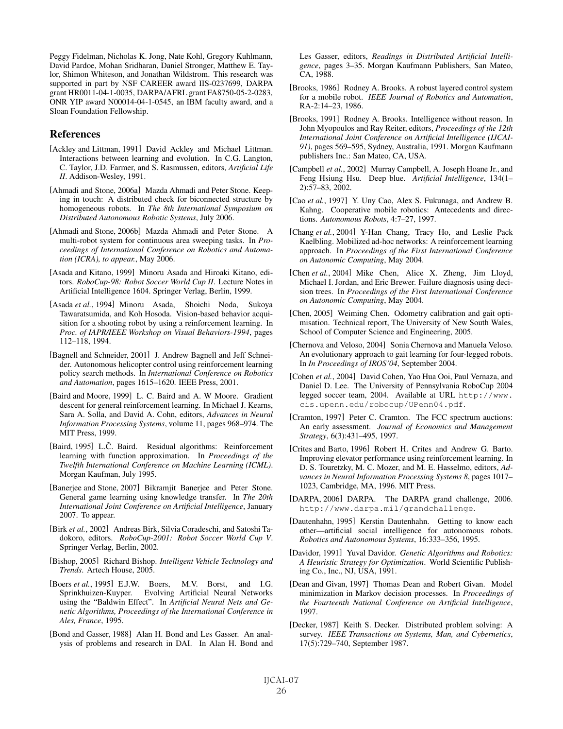Peggy Fidelman, Nicholas K. Jong, Nate Kohl, Gregory Kuhlmann, David Pardoe, Mohan Sridharan, Daniel Stronger, Matthew E. Taylor, Shimon Whiteson, and Jonathan Wildstrom. This research was supported in part by NSF CAREER award IIS-0237699, DARPA grant HR0011-04-1-0035, DARPA/AFRL grant FA8750-05-2-0283, ONR YIP award N00014-04-1-0545, an IBM faculty award, and a Sloan Foundation Fellowship.

## References

[Ackley and Littman, 1991] David Ackley and Michael Littman. Interactions between learning and evolution. In C.G. Langton, C. Taylor, J.D. Farmer, and S. Rasmussen, editors, *Artificial Life II*. Addison-Wesley, 1991.

[Ahmadi and Stone, 2006a] Mazda Ahmadi and Peter Stone. Keeping in touch: A distributed check for biconnected structure by homogeneous robots. In *The 8th International Symposium on Distributed Autonomous Robotic Systems*, July 2006.

[Ahmadi and Stone, 2006b] Mazda Ahmadi and Peter Stone. A multi-robot system for continuous area sweeping tasks. In *Proceedings of International Conference on Robotics and Automation (ICRA), to appear.*, May 2006.

[Asada and Kitano, 1999] Minoru Asada and Hiroaki Kitano, editors. *RoboCup-98: Robot Soccer World Cup II*. Lecture Notes in Artificial Intelligence 1604. Springer Verlag, Berlin, 1999.

[Asada *et al.*, 1994] Minoru Asada, Shoichi Noda, Sukoya Tawaratsumida, and Koh Hosoda. Vision-based behavior acquisition for a shooting robot by using a reinforcement learning. In *Proc. of IAPR/IEEE Workshop on Visual Behaviors-1994*, pages 112–118, 1994.

[Bagnell and Schneider, 2001] J. Andrew Bagnell and Jeff Schneider. Autonomous helicopter control using reinforcement learning policy search methods. In *International Conference on Robotics and Automation*, pages 1615–1620. IEEE Press, 2001.

[Baird and Moore, 1999] L. C. Baird and A. W Moore. Gradient descent for general reinforcement learning. In Michael J. Kearns, Sara A. Solla, and David A. Cohn, editors, *Advances in Neural Information Processing Systems*, volume 11, pages 968–974. The MIT Press, 1999.

[Baird, 1995] L.C̃. Baird. Residual algorithms: Reinforcement learning with function approximation. In *Proceedings of the Twelfth International Conference on Machine Learning (ICML)*. Morgan Kaufman, July 1995.

[Banerjee and Stone, 2007] Bikramjit Banerjee and Peter Stone. General game learning using knowledge transfer. In *The 20th International Joint Conference on Artificial Intelligence*, January 2007. To appear.

[Birk *et al.*, 2002] Andreas Birk, Silvia Coradeschi, and Satoshi Tadokoro, editors. *RoboCup-2001: Robot Soccer World Cup V*. Springer Verlag, Berlin, 2002.

[Bishop, 2005] Richard Bishop. *Intelligent Vehicle Technology and Trends*. Artech House, 2005.

[Boers *et al.*, 1995] E.J.W. Boers, M.V. Borst, and I.G. Sprinkhuizen-Kuyper. Evolving Artificial Neural Networks using the "Baldwin Effect". In *Artificial Neural Nets and Genetic Algorithms, Proceedings of the International Conference in Ales, France*, 1995.

[Bond and Gasser, 1988] Alan H. Bond and Les Gasser. An analysis of problems and research in DAI. In Alan H. Bond and Les Gasser, editors, *Readings in Distributed Artificial Intelligence*, pages 3–35. Morgan Kaufmann Publishers, San Mateo, CA, 1988.

[Brooks, 1986] Rodney A. Brooks. A robust layered control system for a mobile robot. *IEEE Journal of Robotics and Automation*, RA-2:14–23, 1986.

[Brooks, 1991] Rodney A. Brooks. Intelligence without reason. In John Myopoulos and Ray Reiter, editors, *Proceedings of the 12th International Joint Conference on Artificial Intelligence (IJCAI-91)*, pages 569–595, Sydney, Australia, 1991. Morgan Kaufmann publishers Inc.: San Mateo, CA, USA.

[Campbell *et al.*, 2002] Murray Campbell, A. Joseph Hoane Jr., and Feng Hsiung Hsu. Deep blue. *Artificial Intelligence*, 134(1–2):57–83, 2002.

[Cao *et al.*, 1997] Y. Uny Cao, Alex S. Fukunaga, and Andrew B. Kahng. Cooperative mobile robotics: Antecedents and directions. *Autonomous Robots*, 4:7–27, 1997.

[Chang *et al.*, 2004] Y-Han Chang, Tracy Ho, and Leslie Pack Kaelbling. Mobilized ad-hoc networks: A reinforcement learning approach. In *Proceedings of the First International Conference on Autonomic Computing*, May 2004.

[Chen *et al.*, 2004] Mike Chen, Alice X. Zheng, Jim Lloyd, Michael I. Jordan, and Eric Brewer. Failure diagnosis using decision trees. In *Proceedings of the First International Conference on Autonomic Computing*, May 2004.

[Chen, 2005] Weiming Chen. Odometry calibration and gait optimisation. Technical report, The University of New South Wales, School of Computer Science and Engineering, 2005.

[Chernova and Veloso, 2004] Sonia Chernova and Manuela Veloso. An evolutionary approach to gait learning for four-legged robots. In *In Proceedings of IROS'04*, September 2004.

[Cohen *et al.*, 2004] David Cohen, Yao Hua Ooi, Paul Vernaza, and Daniel D. Lee. The University of Pennsylvania RoboCup 2004 legged soccer team, 2004. Available at URL `http://www.cis.upenn.edu/robocup/UPenn04.pdf`.

[Cramton, 1997] Peter C. Cramton. The FCC spectrum auctions: An early assessment. *Journal of Economics and Management Strategy*, 6(3):431–495, 1997.

[Crites and Barto, 1996] Robert H. Crites and Andrew G. Barto. Improving elevator performance using reinforcement learning. In D. S. Touretzky, M. C. Mozer, and M. E. Hasselmo, editors, *Advances in Neural Information Processing Systems 8*, pages 1017–1023, Cambridge, MA, 1996. MIT Press.

[DARPA, 2006] DARPA. The DARPA grand challenge, 2006. `http://www.darpa.mil/grandchallenge`.

[Dautenhahn, 1995] Kerstin Dautenhahn. Getting to know each other—artificial social intelligence for autonomous robots. *Robotics and Autonomous Systems*, 16:333–356, 1995.

[Davidor, 1991] Yuval Davidor. *Genetic Algorithms and Robotics: A Heuristic Strategy for Optimization*. World Scientific Publishing Co., Inc., NJ, USA, 1991.

[Dean and Givan, 1997] Thomas Dean and Robert Givan. Model minimization in Markov decision processes. In *Proceedings of the Fourteenth National Conference on Artificial Intelligence*, 1997.

[Decker, 1987] Keith S. Decker. Distributed problem solving: A survey. *IEEE Transactions on Systems, Man, and Cybernetics*, 17(5):729–740, September 1987.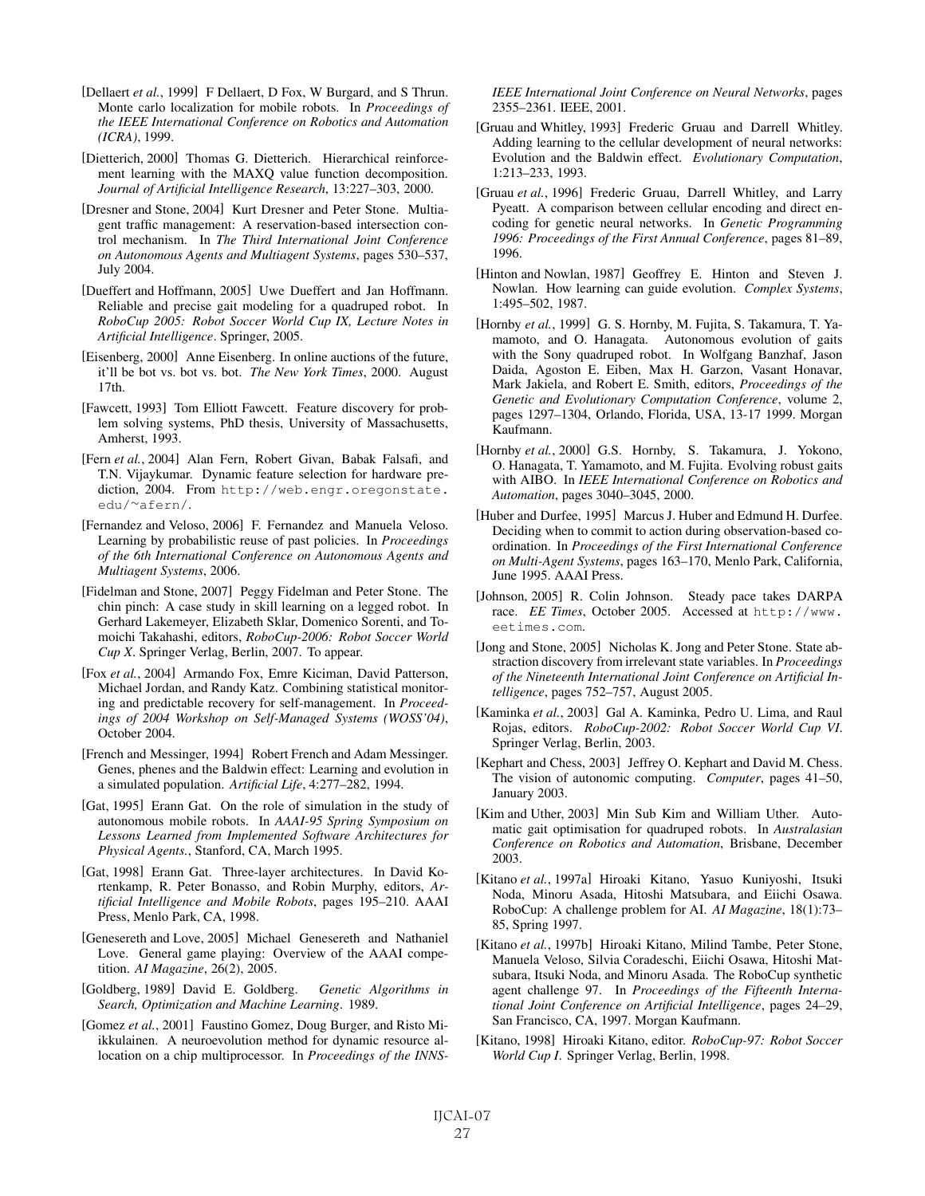[Dellaert *et al.*, 1999] F Dellaert, D Fox, W Burgard, and S Thrun. Monte carlo localization for mobile robots. In *Proceedings of the IEEE International Conference on Robotics and Automation (ICRA)*, 1999.

[Dietterich, 2000] Thomas G. Dietterich. Hierarchical reinforcement learning with the MAXQ value function decomposition. *Journal of Artificial Intelligence Research*, 13:227–303, 2000.

[Dresner and Stone, 2004] Kurt Dresner and Peter Stone. Multiagent traffic management: A reservation-based intersection control mechanism. In *The Third International Joint Conference on Autonomous Agents and Multiagent Systems*, pages 530–537, July 2004.

[Dueffert and Hoffmann, 2005] Uwe Dueffert and Jan Hoffmann. Reliable and precise gait modeling for a quadruped robot. In *RoboCup 2005: Robot Soccer World Cup IX, Lecture Notes in Artificial Intelligence*. Springer, 2005.

[Eisenberg, 2000] Anne Eisenberg. In online auctions of the future, it'll be bot vs. bot vs. bot. *The New York Times*, 2000. August 17th.

[Fawcett, 1993] Tom Elliott Fawcett. Feature discovery for problem solving systems, PhD thesis, University of Massachusetts, Amherst, 1993.

[Fern *et al.*, 2004] Alan Fern, Robert Givan, Babak Falsafi, and T.N. Vijaykumar. Dynamic feature selection for hardware prediction, 2004. From http://web.engr.oregonstate.edu/~afern/.

[Fernandez and Veloso, 2006] F. Fernandez and Manuela Veloso. Learning by probabilistic reuse of past policies. In *Proceedings of the 6th International Conference on Autonomous Agents and Multiagent Systems*, 2006.

[Fidelman and Stone, 2007] Peggy Fidelman and Peter Stone. The chin pinch: A case study in skill learning on a legged robot. In Gerhard Lakemeyer, Elizabeth Sklar, Domenico Sorenti, and Tomoichi Takahashi, editors, *RoboCup-2006: Robot Soccer World Cup X*. Springer Verlag, Berlin, 2007. To appear.

[Fox *et al.*, 2004] Armando Fox, Emre Kiciman, David Patterson, Michael Jordan, and Randy Katz. Combining statistical monitoring and predictable recovery for self-management. In *Proceedings of 2004 Workshop on Self-Managed Systems (WOSS'04)*, October 2004.

[French and Messinger, 1994] Robert French and Adam Messinger. Genes, phenes and the Baldwin effect: Learning and evolution in a simulated population. *Artificial Life*, 4:277–282, 1994.

[Gat, 1995] Erann Gat. On the role of simulation in the study of autonomous mobile robots. In *AAAI-95 Spring Symposium on Lessons Learned from Implemented Software Architectures for Physical Agents.*, Stanford, CA, March 1995.

[Gat, 1998] Erann Gat. Three-layer architectures. In David Kortenkamp, R. Peter Bonasso, and Robin Murphy, editors, *Artificial Intelligence and Mobile Robots*, pages 195–210. AAAI Press, Menlo Park, CA, 1998.

[Genesereth and Love, 2005] Michael Genesereth and Nathaniel Love. General game playing: Overview of the AAAI competition. *AI Magazine*, 26(2), 2005.

[Goldberg, 1989] David E. Goldberg. *Genetic Algorithms in Search, Optimization and Machine Learning*. 1989.

[Gomez *et al.*, 2001] Faustino Gomez, Doug Burger, and Risto Miikkulainen. A neuroevolution method for dynamic resource allocation on a chip multiprocessor. In *Proceedings of the INNS-IEEE International Joint Conference on Neural Networks*, pages 2355–2361. IEEE, 2001.

[Gruau and Whitley, 1993] Frederic Gruau and Darrell Whitley. Adding learning to the cellular development of neural networks: Evolution and the Baldwin effect. *Evolutionary Computation*, 1:213–233, 1993.

[Gruau *et al.*, 1996] Frederic Gruau, Darrell Whitley, and Larry Pyeatt. A comparison between cellular encoding and direct encoding for genetic neural networks. In *Genetic Programming 1996: Proceedings of the First Annual Conference*, pages 81–89, 1996.

[Hinton and Nowlan, 1987] Geoffrey E. Hinton and Steven J. Nowlan. How learning can guide evolution. *Complex Systems*, 1:495–502, 1987.

[Hornby *et al.*, 1999] G. S. Hornby, M. Fujita, S. Takamura, T. Yamamoto, and O. Hanagata. Autonomous evolution of gaits with the Sony quadruped robot. In Wolfgang Banzhaf, Jason Daida, Agoston E. Eiben, Max H. Garzon, Vasant Honavar, Mark Jakiela, and Robert E. Smith, editors, *Proceedings of the Genetic and Evolutionary Computation Conference*, volume 2, pages 1297–1304, Orlando, Florida, USA, 13-17 1999. Morgan Kaufmann.

[Hornby *et al.*, 2000] G.S. Hornby, S. Takamura, J. Yokono, O. Hanagata, T. Yamamoto, and M. Fujita. Evolving robust gaits with AIBO. In *IEEE International Conference on Robotics and Automation*, pages 3040–3045, 2000.

[Huber and Durfee, 1995] Marcus J. Huber and Edmund H. Durfee. Deciding when to commit to action during observation-based coordination. In *Proceedings of the First International Conference on Multi-Agent Systems*, pages 163–170, Menlo Park, California, June 1995. AAAI Press.

[Johnson, 2005] R. Colin Johnson. Steady pace takes DARPA race. *EE Times*, October 2005. Accessed at http://www.eetimes.com.

[Jong and Stone, 2005] Nicholas K. Jong and Peter Stone. State abstraction discovery from irrelevant state variables. In *Proceedings of the Nineteenth International Joint Conference on Artificial Intelligence*, pages 752–757, August 2005.

[Kaminka *et al.*, 2003] Gal A. Kaminka, Pedro U. Lima, and Raul Rojas, editors. *RoboCup-2002: Robot Soccer World Cup VI*. Springer Verlag, Berlin, 2003.

[Kephart and Chess, 2003] Jeffrey O. Kephart and David M. Chess. The vision of autonomic computing. *Computer*, pages 41–50, January 2003.

[Kim and Uther, 2003] Min Sub Kim and William Uther. Automatic gait optimisation for quadruped robots. In *Australasian Conference on Robotics and Automation*, Brisbane, December 2003.

[Kitano *et al.*, 1997a] Hiroaki Kitano, Yasuo Kuniyoshi, Itsuki Noda, Minoru Asada, Hitoshi Matsubara, and Eiichi Osawa. RoboCup: A challenge problem for AI. *AI Magazine*, 18(1):73–85, Spring 1997.

[Kitano *et al.*, 1997b] Hiroaki Kitano, Milind Tambe, Peter Stone, Manuela Veloso, Silvia Coradeschi, Eiichi Osawa, Hitoshi Matsubara, Itsuki Noda, and Minoru Asada. The RoboCup synthetic agent challenge 97. In *Proceedings of the Fifteenth International Joint Conference on Artificial Intelligence*, pages 24–29, San Francisco, CA, 1997. Morgan Kaufmann.

[Kitano, 1998] Hiroaki Kitano, editor. *RoboCup-97: Robot Soccer World Cup I*. Springer Verlag, Berlin, 1998.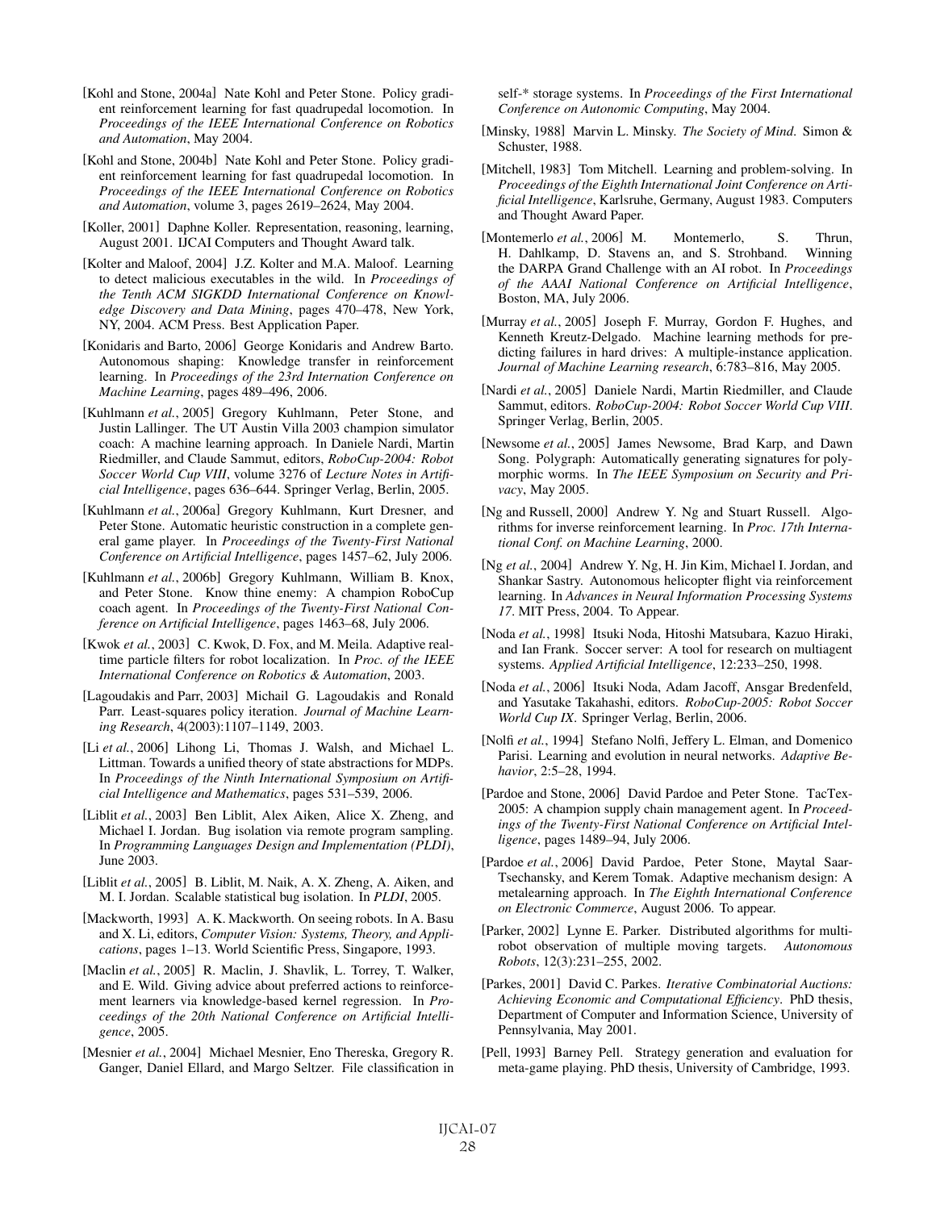[Kohl and Stone, 2004a] Nate Kohl and Peter Stone. Policy gradient reinforcement learning for fast quadrupedal locomotion. In *Proceedings of the IEEE International Conference on Robotics and Automation*, May 2004.

[Kohl and Stone, 2004b] Nate Kohl and Peter Stone. Policy gradient reinforcement learning for fast quadrupedal locomotion. In *Proceedings of the IEEE International Conference on Robotics and Automation*, volume 3, pages 2619–2624, May 2004.

[Koller, 2001] Daphne Koller. Representation, reasoning, learning, August 2001. IJCAI Computers and Thought Award talk.

[Kolter and Maloof, 2004] J.Z. Kolter and M.A. Maloof. Learning to detect malicious executables in the wild. In *Proceedings of the Tenth ACM SIGKDD International Conference on Knowledge Discovery and Data Mining*, pages 470–478, New York, NY, 2004. ACM Press. Best Application Paper.

[Konidaris and Barto, 2006] George Konidaris and Andrew Barto. Autonomous shaping: Knowledge transfer in reinforcement learning. In *Proceedings of the 23rd Internation Conference on Machine Learning*, pages 489–496, 2006.

[Kuhlmann *et al.*, 2005] Gregory Kuhlmann, Peter Stone, and Justin Lallinger. The UT Austin Villa 2003 champion simulator coach: A machine learning approach. In Daniele Nardi, Martin Riedmiller, and Claude Sammut, editors, *RoboCup-2004: Robot Soccer World Cup VIII*, volume 3276 of *Lecture Notes in Artificial Intelligence*, pages 636–644. Springer Verlag, Berlin, 2005.

[Kuhlmann *et al.*, 2006a] Gregory Kuhlmann, Kurt Dresner, and Peter Stone. Automatic heuristic construction in a complete general game player. In *Proceedings of the Twenty-First National Conference on Artificial Intelligence*, pages 1457–62, July 2006.

[Kuhlmann *et al.*, 2006b] Gregory Kuhlmann, William B. Knox, and Peter Stone. Know thine enemy: A champion RoboCup coach agent. In *Proceedings of the Twenty-First National Conference on Artificial Intelligence*, pages 1463–68, July 2006.

[Kwok *et al.*, 2003] C. Kwok, D. Fox, and M. Meila. Adaptive real-time particle filters for robot localization. In *Proc. of the IEEE International Conference on Robotics & Automation*, 2003.

[Lagoudakis and Parr, 2003] Michail G. Lagoudakis and Ronald Parr. Least-squares policy iteration. *Journal of Machine Learning Research*, 4(2003):1107–1149, 2003.

[Li *et al.*, 2006] Lihong Li, Thomas J. Walsh, and Michael L. Littman. Towards a unified theory of state abstractions for MDPs. In *Proceedings of the Ninth International Symposium on Artificial Intelligence and Mathematics*, pages 531–539, 2006.

[Liblit *et al.*, 2003] Ben Liblit, Alex Aiken, Alice X. Zheng, and Michael I. Jordan. Bug isolation via remote program sampling. In *Programming Languages Design and Implementation (PLDI)*, June 2003.

[Liblit *et al.*, 2005] B. Liblit, M. Naik, A. X. Zheng, A. Aiken, and M. I. Jordan. Scalable statistical bug isolation. In *PLDI*, 2005.

[Mackworth, 1993] A. K. Mackworth. On seeing robots. In A. Basu and X. Li, editors, *Computer Vision: Systems, Theory, and Applications*, pages 1–13. World Scientific Press, Singapore, 1993.

[Maclin *et al.*, 2005] R. Maclin, J. Shavlik, L. Torrey, T. Walker, and E. Wild. Giving advice about preferred actions to reinforcement learners via knowledge-based kernel regression. In *Proceedings of the 20th National Conference on Artificial Intelligence*, 2005.

[Mesnier *et al.*, 2004] Michael Mesnier, Eno Thereska, Gregory R. Ganger, Daniel Ellard, and Margo Seltzer. File classification in self-* storage systems. In *Proceedings of the First International Conference on Autonomic Computing*, May 2004.

[Minsky, 1988] Marvin L. Minsky. *The Society of Mind*. Simon & Schuster, 1988.

[Mitchell, 1983] Tom Mitchell. Learning and problem-solving. In *Proceedings of the Eighth International Joint Conference on Artificial Intelligence*, Karlsruhe, Germany, August 1983. Computers and Thought Award Paper.

[Montemerlo *et al.*, 2006] M. Montemerlo, S. Thrun, H. Dahlkamp, D. Stavens an, and S. Strohband. Winning the DARPA Grand Challenge with an AI robot. In *Proceedings of the AAAI National Conference on Artificial Intelligence*, Boston, MA, July 2006.

[Murray *et al.*, 2005] Joseph F. Murray, Gordon F. Hughes, and Kenneth Kreutz-Delgado. Machine learning methods for predicting failures in hard drives: A multiple-instance application. *Journal of Machine Learning research*, 6:783–816, May 2005.

[Nardi *et al.*, 2005] Daniele Nardi, Martin Riedmiller, and Claude Sammut, editors. *RoboCup-2004: Robot Soccer World Cup VIII*. Springer Verlag, Berlin, 2005.

[Newsome *et al.*, 2005] James Newsome, Brad Karp, and Dawn Song. Polygraph: Automatically generating signatures for polymorphic worms. In *The IEEE Symposium on Security and Privacy*, May 2005.

[Ng and Russell, 2000] Andrew Y. Ng and Stuart Russell. Algorithms for inverse reinforcement learning. In *Proc. 17th International Conf. on Machine Learning*, 2000.

[Ng *et al.*, 2004] Andrew Y. Ng, H. Jin Kim, Michael I. Jordan, and Shankar Sastry. Autonomous helicopter flight via reinforcement learning. In *Advances in Neural Information Processing Systems 17*. MIT Press, 2004. To Appear.

[Noda *et al.*, 1998] Itsuki Noda, Hitoshi Matsubara, Kazuo Hiraki, and Ian Frank. Soccer server: A tool for research on multiagent systems. *Applied Artificial Intelligence*, 12:233–250, 1998.

[Noda *et al.*, 2006] Itsuki Noda, Adam Jacoff, Ansgar Bredenfeld, and Yasutake Takahashi, editors. *RoboCup-2005: Robot Soccer World Cup IX*. Springer Verlag, Berlin, 2006.

[Nolfi *et al.*, 1994] Stefano Nolfi, Jeffery L. Elman, and Domenico Parisi. Learning and evolution in neural networks. *Adaptive Behavior*, 2:5–28, 1994.

[Pardoe and Stone, 2006] David Pardoe and Peter Stone. TacTex-2005: A champion supply chain management agent. In *Proceedings of the Twenty-First National Conference on Artificial Intelligence*, pages 1489–94, July 2006.

[Pardoe *et al.*, 2006] David Pardoe, Peter Stone, Maytal Saar-Tsechansky, and Kerem Tomak. Adaptive mechanism design: A metalearning approach. In *The Eighth International Conference on Electronic Commerce*, August 2006. To appear.

[Parker, 2002] Lynne E. Parker. Distributed algorithms for multi-robot observation of multiple moving targets. *Autonomous Robots*, 12(3):231–255, 2002.

[Parkes, 2001] David C. Parkes. *Iterative Combinatorial Auctions: Achieving Economic and Computational Efficiency*. PhD thesis, Department of Computer and Information Science, University of Pennsylvania, May 2001.

[Pell, 1993] Barney Pell. Strategy generation and evaluation for meta-game playing. PhD thesis, University of Cambridge, 1993.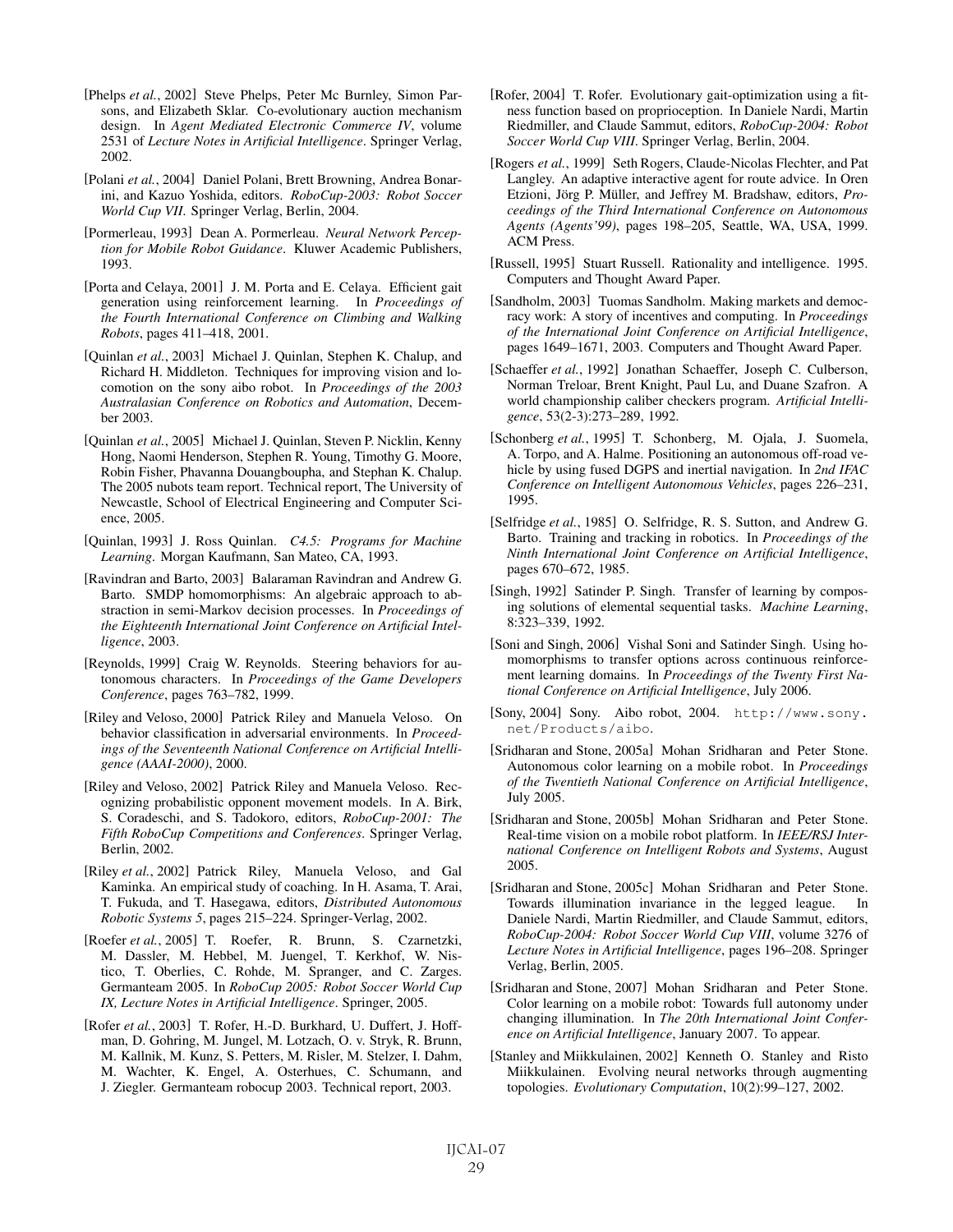[Phelps *et al.*, 2002] Steve Phelps, Peter Mc Burnley, Simon Parsons, and Elizabeth Sklar. Co-evolutionary auction mechanism design. In *Agent Mediated Electronic Commerce IV*, volume 2531 of *Lecture Notes in Artificial Intelligence*. Springer Verlag, 2002.

[Polani *et al.*, 2004] Daniel Polani, Brett Browning, Andrea Bonarini, and Kazuo Yoshida, editors. *RoboCup-2003: Robot Soccer World Cup VII*. Springer Verlag, Berlin, 2004.

[Pormerleau, 1993] Dean A. Pormerleau. *Neural Network Perception for Mobile Robot Guidance*. Kluwer Academic Publishers, 1993.

[Porta and Celaya, 2001] J. M. Porta and E. Celaya. Efficient gait generation using reinforcement learning. In *Proceedings of the Fourth International Conference on Climbing and Walking Robots*, pages 411–418, 2001.

[Quinlan *et al.*, 2003] Michael J. Quinlan, Stephen K. Chalup, and Richard H. Middleton. Techniques for improving vision and locomotion on the sony aibo robot. In *Proceedings of the 2003 Australasian Conference on Robotics and Automation*, December 2003.

[Quinlan *et al.*, 2005] Michael J. Quinlan, Steven P. Nicklin, Kenny Hong, Naomi Henderson, Stephen R. Young, Timothy G. Moore, Robin Fisher, Phavanna Douangboupha, and Stephan K. Chalup. The 2005 nubots team report. Technical report, The University of Newcastle, School of Electrical Engineering and Computer Science, 2005.

[Quinlan, 1993] J. Ross Quinlan. *C4.5: Programs for Machine Learning*. Morgan Kaufmann, San Mateo, CA, 1993.

[Ravindran and Barto, 2003] Balaraman Ravindran and Andrew G. Barto. SMDP homomorphisms: An algebraic approach to abstraction in semi-Markov decision processes. In *Proceedings of the Eighteenth International Joint Conference on Artificial Intelligence*, 2003.

[Reynolds, 1999] Craig W. Reynolds. Steering behaviors for autonomous characters. In *Proceedings of the Game Developers Conference*, pages 763–782, 1999.

[Riley and Veloso, 2000] Patrick Riley and Manuela Veloso. On behavior classification in adversarial environments. In *Proceedings of the Seventeenth National Conference on Artificial Intelligence (AAAI-2000)*, 2000.

[Riley and Veloso, 2002] Patrick Riley and Manuela Veloso. Recognizing probabilistic opponent movement models. In A. Birk, S. Coradeschi, and S. Tadokoro, editors, *RoboCup-2001: The Fifth RoboCup Competitions and Conferences*. Springer Verlag, Berlin, 2002.

[Riley *et al.*, 2002] Patrick Riley, Manuela Veloso, and Gal Kaminka. An empirical study of coaching. In H. Asama, T. Arai, T. Fukuda, and T. Hasegawa, editors, *Distributed Autonomous Robotic Systems 5*, pages 215–224. Springer-Verlag, 2002.

[Roefer *et al.*, 2005] T. Roefer, R. Brunn, S. Czarnetzki, M. Dassler, M. Hebbel, M. Juengel, T. Kerkhof, W. Nistico, T. Oberlies, C. Rohde, M. Spranger, and C. Zarges. Germanteam 2005. In *RoboCup 2005: Robot Soccer World Cup IX, Lecture Notes in Artificial Intelligence*. Springer, 2005.

[Rofer *et al.*, 2003] T. Rofer, H.-D. Burkhard, U. Duffert, J. Hoffman, D. Gohring, M. Jungel, M. Lotzach, O. v. Stryk, R. Brunn, M. Kallnik, M. Kunz, S. Petters, M. Risler, M. Stelzer, I. Dahm, M. Wachter, K. Engel, A. Osterhues, C. Schumann, and J. Ziegler. Germanteam robocup 2003. Technical report, 2003.

[Rofer, 2004] T. Rofer. Evolutionary gait-optimization using a fitness function based on proprioception. In Daniele Nardi, Martin Riedmiller, and Claude Sammut, editors, *RoboCup-2004: Robot Soccer World Cup VIII*. Springer Verlag, Berlin, 2004.

[Rogers *et al.*, 1999] Seth Rogers, Claude-Nicolas Flechter, and Pat Langley. An adaptive interactive agent for route advice. In Oren Etzioni, Jörg P. Müller, and Jeffrey M. Bradshaw, editors, *Proceedings of the Third International Conference on Autonomous Agents (Agents'99)*, pages 198–205, Seattle, WA, USA, 1999. ACM Press.

[Russell, 1995] Stuart Russell. Rationality and intelligence. 1995. Computers and Thought Award Paper.

[Sandholm, 2003] Tuomas Sandholm. Making markets and democracy work: A story of incentives and computing. In *Proceedings of the International Joint Conference on Artificial Intelligence*, pages 1649–1671, 2003. Computers and Thought Award Paper.

[Schaeffer *et al.*, 1992] Jonathan Schaeffer, Joseph C. Culberson, Norman Treloar, Brent Knight, Paul Lu, and Duane Szafron. A world championship caliber checkers program. *Artificial Intelligence*, 53(2-3):273–289, 1992.

[Schonberg *et al.*, 1995] T. Schonberg, M. Ojala, J. Suomela, A. Torpo, and A. Halme. Positioning an autonomous off-road vehicle by using fused DGPS and inertial navigation. In *2nd IFAC Conference on Intelligent Autonomous Vehicles*, pages 226–231, 1995.

[Selfridge *et al.*, 1985] O. Selfridge, R. S. Sutton, and Andrew G. Barto. Training and tracking in robotics. In *Proceedings of the Ninth International Joint Conference on Artificial Intelligence*, pages 670–672, 1985.

[Singh, 1992] Satinder P. Singh. Transfer of learning by composing solutions of elemental sequential tasks. *Machine Learning*, 8:323–339, 1992.

[Soni and Singh, 2006] Vishal Soni and Satinder Singh. Using homomorphisms to transfer options across continuous reinforcement learning domains. In *Proceedings of the Twenty First National Conference on Artificial Intelligence*, July 2006.

[Sony, 2004] Sony. Aibo robot, 2004. http://www.sony.net/Products/aibo.

[Sridharan and Stone, 2005a] Mohan Sridharan and Peter Stone. Autonomous color learning on a mobile robot. In *Proceedings of the Twentieth National Conference on Artificial Intelligence*, July 2005.

[Sridharan and Stone, 2005b] Mohan Sridharan and Peter Stone. Real-time vision on a mobile robot platform. In *IEEE/RSJ International Conference on Intelligent Robots and Systems*, August 2005.

[Sridharan and Stone, 2005c] Mohan Sridharan and Peter Stone. Towards illumination invariance in the legged league. In Daniele Nardi, Martin Riedmiller, and Claude Sammut, editors, *RoboCup-2004: Robot Soccer World Cup VIII*, volume 3276 of *Lecture Notes in Artificial Intelligence*, pages 196–208. Springer Verlag, Berlin, 2005.

[Sridharan and Stone, 2007] Mohan Sridharan and Peter Stone. Color learning on a mobile robot: Towards full autonomy under changing illumination. In *The 20th International Joint Conference on Artificial Intelligence*, January 2007. To appear.

[Stanley and Miikkulainen, 2002] Kenneth O. Stanley and Risto Miikkulainen. Evolving neural networks through augmenting topologies. *Evolutionary Computation*, 10(2):99–127, 2002.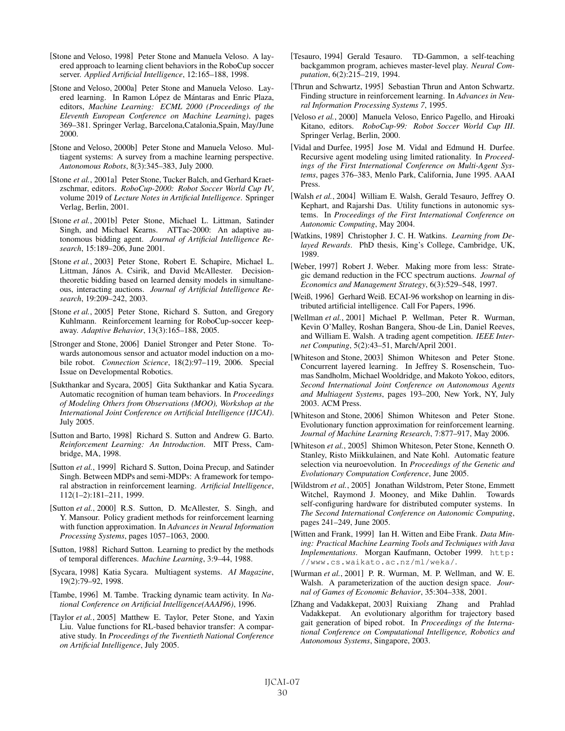[Stone and Veloso, 1998] Peter Stone and Manuela Veloso. A layered approach to learning client behaviors in the RoboCup soccer server. *Applied Artificial Intelligence*, 12:165–188, 1998.

[Stone and Veloso, 2000a] Peter Stone and Manuela Veloso. Layered learning. In Ramon López de Mántaras and Enric Plaza, editors, *Machine Learning: ECML 2000 (Proceedings of the Eleventh European Conference on Machine Learning)*, pages 369–381. Springer Verlag, Barcelona,Catalonia,Spain, May/June 2000.

[Stone and Veloso, 2000b] Peter Stone and Manuela Veloso. Multiagent systems: A survey from a machine learning perspective. *Autonomous Robots*, 8(3):345–383, July 2000.

[Stone *et al.*, 2001a] Peter Stone, Tucker Balch, and Gerhard Kraetzschmar, editors. *RoboCup-2000: Robot Soccer World Cup IV*, volume 2019 of *Lecture Notes in Artificial Intelligence*. Springer Verlag, Berlin, 2001.

[Stone *et al.*, 2001b] Peter Stone, Michael L. Littman, Satinder Singh, and Michael Kearns. ATTac-2000: An adaptive autonomous bidding agent. *Journal of Artificial Intelligence Research*, 15:189–206, June 2001.

[Stone *et al.*, 2003] Peter Stone, Robert E. Schapire, Michael L. Littman, János A. Csirik, and David McAllester. Decision-theoretic bidding based on learned density models in simultaneous, interacting auctions. *Journal of Artificial Intelligence Research*, 19:209–242, 2003.

[Stone *et al.*, 2005] Peter Stone, Richard S. Sutton, and Gregory Kuhlmann. Reinforcement learning for RoboCup-soccer keepaway. *Adaptive Behavior*, 13(3):165–188, 2005.

[Stronger and Stone, 2006] Daniel Stronger and Peter Stone. Towards autonomous sensor and actuator model induction on a mobile robot. *Connection Science*, 18(2):97–119, 2006. Special Issue on Developmental Robotics.

[Sukthankar and Sycara, 2005] Gita Sukthankar and Katia Sycara. Automatic recognition of human team behaviors. In *Proceedings of Modeling Others from Observations (MOO), Workshop at the International Joint Conference on Artificial Intelligence (IJCAI)*. July 2005.

[Sutton and Barto, 1998] Richard S. Sutton and Andrew G. Barto. *Reinforcement Learning: An Introduction*. MIT Press, Cambridge, MA, 1998.

[Sutton *et al.*, 1999] Richard S. Sutton, Doina Precup, and Satinder Singh. Between MDPs and semi-MDPs: A framework for temporal abstraction in reinforcement learning. *Artificial Intelligence*, 112(1–2):181–211, 1999.

[Sutton *et al.*, 2000] R.S. Sutton, D. McAllester, S. Singh, and Y. Mansour. Policy gradient methods for reinforcement learning with function approximation. In *Advances in Neural Information Processing Systems*, pages 1057–1063, 2000.

[Sutton, 1988] Richard Sutton. Learning to predict by the methods of temporal differences. *Machine Learning*, 3:9–44, 1988.

[Sycara, 1998] Katia Sycara. Multiagent systems. *AI Magazine*, 19(2):79–92, 1998.

[Tambe, 1996] M. Tambe. Tracking dynamic team activity. In *National Conference on Artificial Intelligence(AAAI96)*, 1996.

[Taylor *et al.*, 2005] Matthew E. Taylor, Peter Stone, and Yaxin Liu. Value functions for RL-based behavior transfer: A comparative study. In *Proceedings of the Twentieth National Conference on Artificial Intelligence*, July 2005.

[Tesauro, 1994] Gerald Tesauro. TD-Gammon, a self-teaching backgammon program, achieves master-level play. *Neural Computation*, 6(2):215–219, 1994.

[Thrun and Schwartz, 1995] Sebastian Thrun and Anton Schwartz. Finding structure in reinforcement learning. In *Advances in Neural Information Processing Systems 7*, 1995.

[Veloso *et al.*, 2000] Manuela Veloso, Enrico Pagello, and Hiroaki Kitano, editors. *RoboCup-99: Robot Soccer World Cup III*. Springer Verlag, Berlin, 2000.

[Vidal and Durfee, 1995] Jose M. Vidal and Edmund H. Durfee. Recursive agent modeling using limited rationality. In *Proceedings of the First International Conference on Multi-Agent Systems*, pages 376–383, Menlo Park, California, June 1995. AAAI Press.

[Walsh *et al.*, 2004] William E. Walsh, Gerald Tesauro, Jeffrey O. Kephart, and Rajarshi Das. Utility functions in autonomic systems. In *Proceedings of the First International Conference on Autonomic Computing*, May 2004.

[Watkins, 1989] Christopher J. C. H. Watkins. *Learning from Delayed Rewards*. PhD thesis, King's College, Cambridge, UK, 1989.

[Weber, 1997] Robert J. Weber. Making more from less: Strategic demand reduction in the FCC spectrum auctions. *Journal of Economics and Management Strategy*, 6(3):529–548, 1997.

[Weiß, 1996] Gerhard Weiß. ECAI-96 workshop on learning in distributed artificial intelligence. Call For Papers, 1996.

[Wellman *et al.*, 2001] Michael P. Wellman, Peter R. Wurman, Kevin O'Malley, Roshan Bangera, Shou-de Lin, Daniel Reeves, and William E. Walsh. A trading agent competition. *IEEE Internet Computing*, 5(2):43–51, March/April 2001.

[Whiteson and Stone, 2003] Shimon Whiteson and Peter Stone. Concurrent layered learning. In Jeffrey S. Rosenschein, Tuomas Sandholm, Michael Wooldridge, and Makoto Yokoo, editors, *Second International Joint Conference on Autonomous Agents and Multiagent Systems*, pages 193–200, New York, NY, July 2003. ACM Press.

[Whiteson and Stone, 2006] Shimon Whiteson and Peter Stone. Evolutionary function approximation for reinforcement learning. *Journal of Machine Learning Research*, 7:877–917, May 2006.

[Whiteson *et al.*, 2005] Shimon Whiteson, Peter Stone, Kenneth O. Stanley, Risto Miikkulainen, and Nate Kohl. Automatic feature selection via neuroevolution. In *Proceedings of the Genetic and Evolutionary Computation Conference*, June 2005.

[Wildstrom *et al.*, 2005] Jonathan Wildstrom, Peter Stone, Emmett Witchel, Raymond J. Mooney, and Mike Dahlin. Towards self-configuring hardware for distributed computer systems. In *The Second International Conference on Autonomic Computing*, pages 241–249, June 2005.

[Witten and Frank, 1999] Ian H. Witten and Eibe Frank. *Data Mining: Practical Machine Learning Tools and Techniques with Java Implementations*. Morgan Kaufmann, October 1999. http://www.cs.waikato.ac.nz/ml/weka/.

[Wurman *et al.*, 2001] P. R. Wurman, M. P. Wellman, and W. E. Walsh. A parameterization of the auction design space. *Journal of Games of Economic Behavior*, 35:304–338, 2001.

[Zhang and Vadakkepat, 2003] Ruixiang Zhang and Prahlad Vadakkepat. An evolutionary algorithm for trajectory based gait generation of biped robot. In *Proceedings of the International Conference on Computational Intelligence, Robotics and Autonomous Systems*, Singapore, 2003.